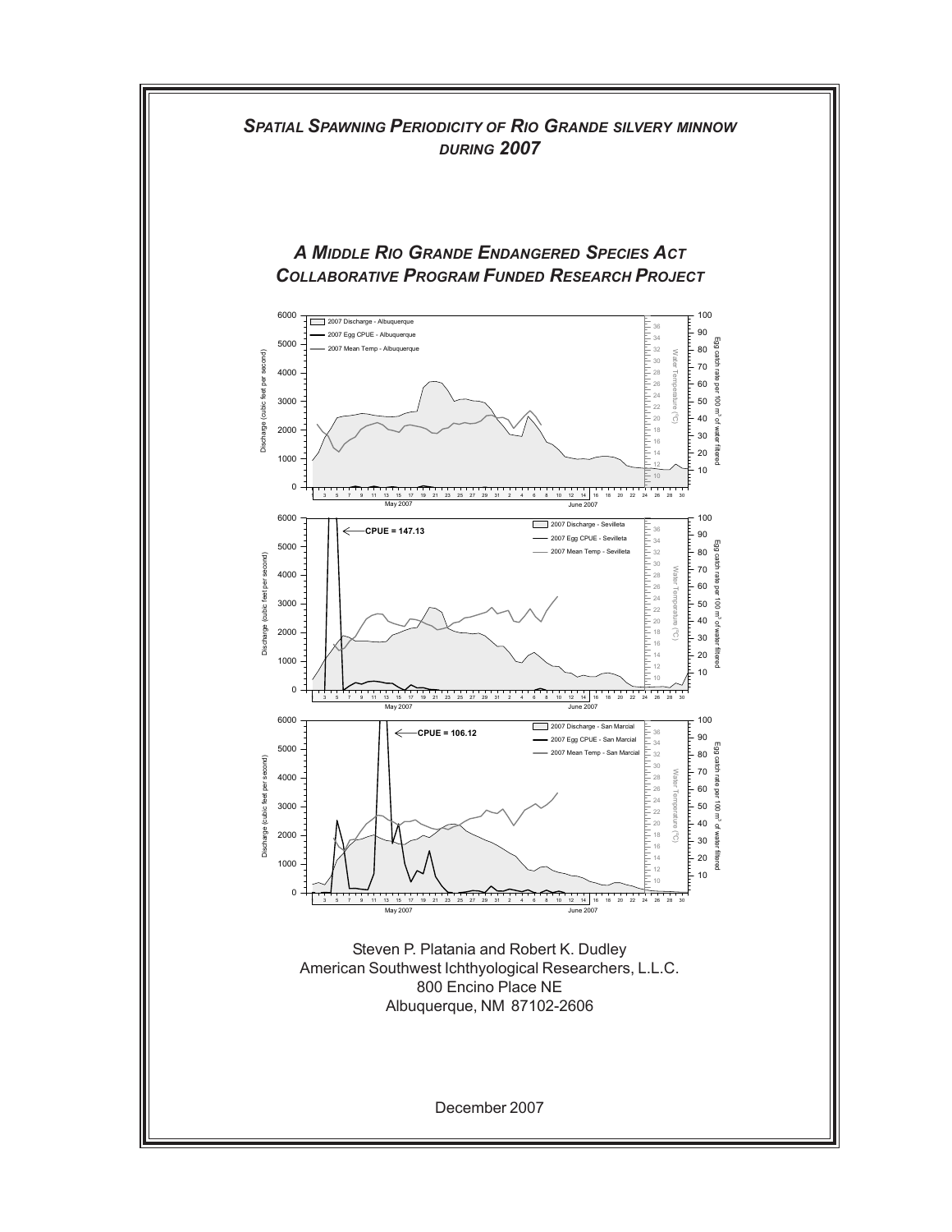# *Spatial Spawning Periodicity of Rio Grande silvery minnow during 2007*

## *A Middle Rio Grande Endangered Species Act Collaborative Program Funded Research Project*

Steven P. Platania and Robert K. Dudley
American Southwest Ichthyological Researchers, L.L.C.
800 Encino Place NE
Albuquerque, NM 87102-2606

December 2007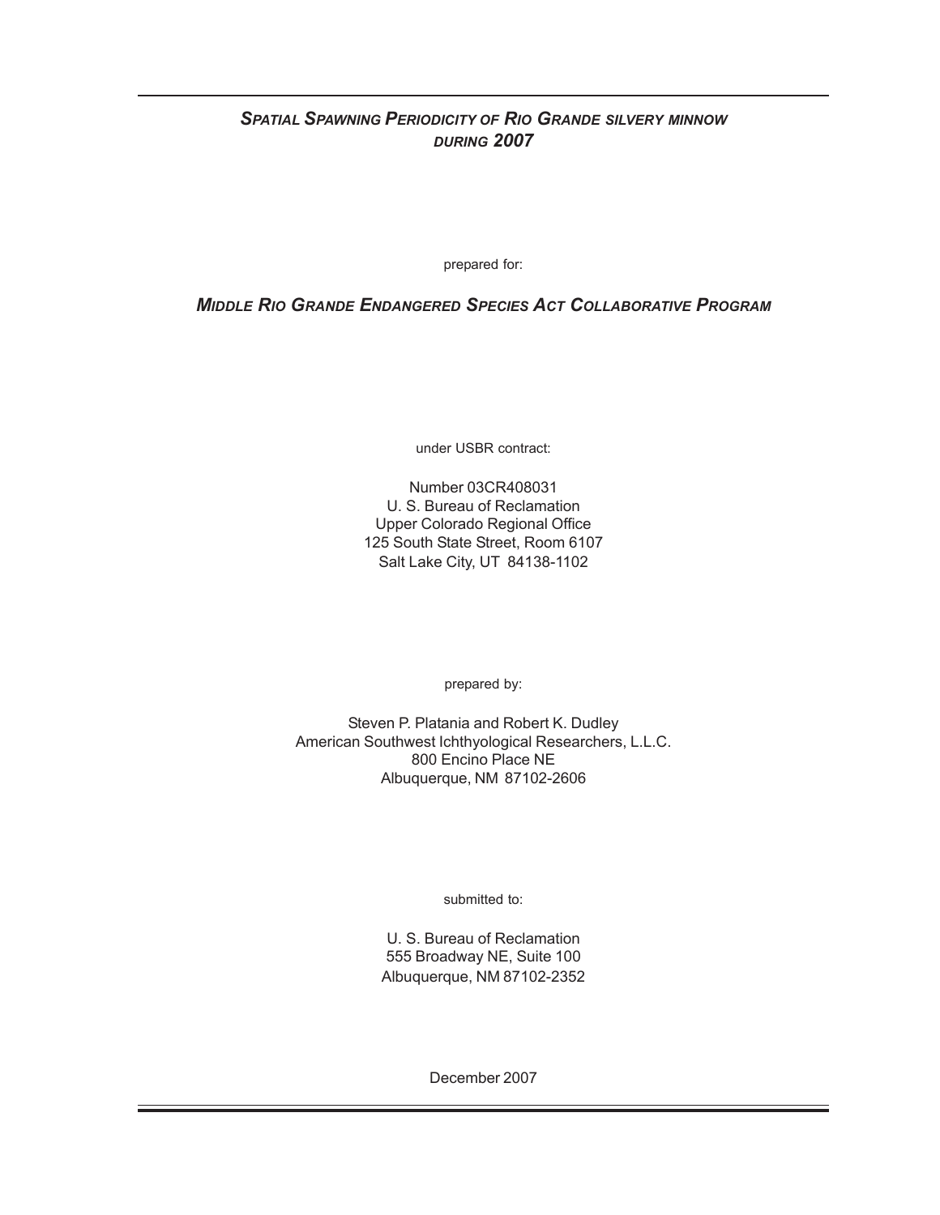# *Spatial Spawning Periodicity of Rio Grande silvery minnow during 2007*

prepared for:

## *Middle Rio Grande Endangered Species Act Collaborative Program*

under USBR contract:

Number 03CR408031
U. S. Bureau of Reclamation
Upper Colorado Regional Office
125 South State Street, Room 6107
Salt Lake City, UT 84138-1102

prepared by:

Steven P. Platania and Robert K. Dudley
American Southwest Ichthyological Researchers, L.L.C.
800 Encino Place NE
Albuquerque, NM 87102-2606

submitted to:

U. S. Bureau of Reclamation
555 Broadway NE, Suite 100
Albuquerque, NM 87102-2352

December 2007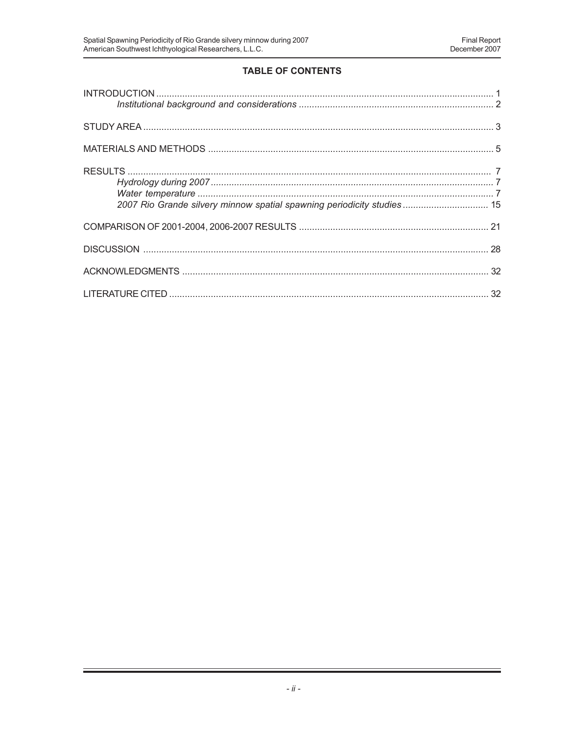## TABLE OF CONTENTS

INTRODUCTION ........................................................ 1
    *Institutional background and considerations* ........................................ 2

STUDY AREA ........................................................ 3

MATERIALS AND METHODS ........................................................ 5

RESULTS ........................................................ 7
    *Hydrology during 2007* ........................................................ 7
    *Water temperature* ........................................................ 7
    *2007 Rio Grande silvery minnow spatial spawning periodicity studies* ........................ 15

COMPARISON OF 2001-2004, 2006-2007 RESULTS ........................................ 21

DISCUSSION ........................................................ 28

ACKNOWLEDGMENTS ........................................................ 32

LITERATURE CITED ........................................................ 32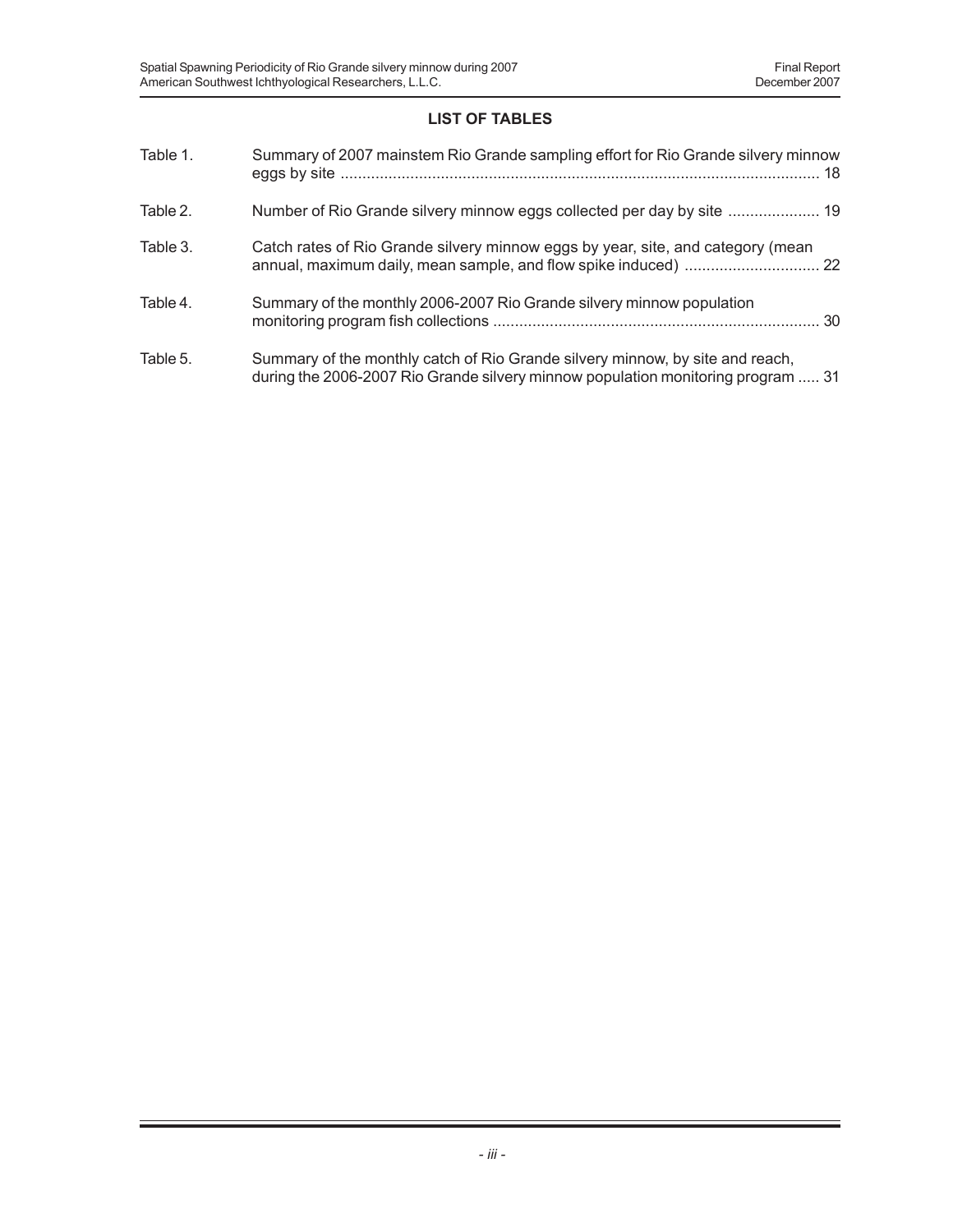## LIST OF TABLES

| | | |
|---|---|---|
| Table 1. | Summary of 2007 mainstem Rio Grande sampling effort for Rio Grande silvery minnow eggs by site | 18 |
| Table 2. | Number of Rio Grande silvery minnow eggs collected per day by site | 19 |
| Table 3. | Catch rates of Rio Grande silvery minnow eggs by year, site, and category (mean annual, maximum daily, mean sample, and flow spike induced) | 22 |
| Table 4. | Summary of the monthly 2006-2007 Rio Grande silvery minnow population monitoring program fish collections | 30 |
| Table 5. | Summary of the monthly catch of Rio Grande silvery minnow, by site and reach, during the 2006-2007 Rio Grande silvery minnow population monitoring program | 31 |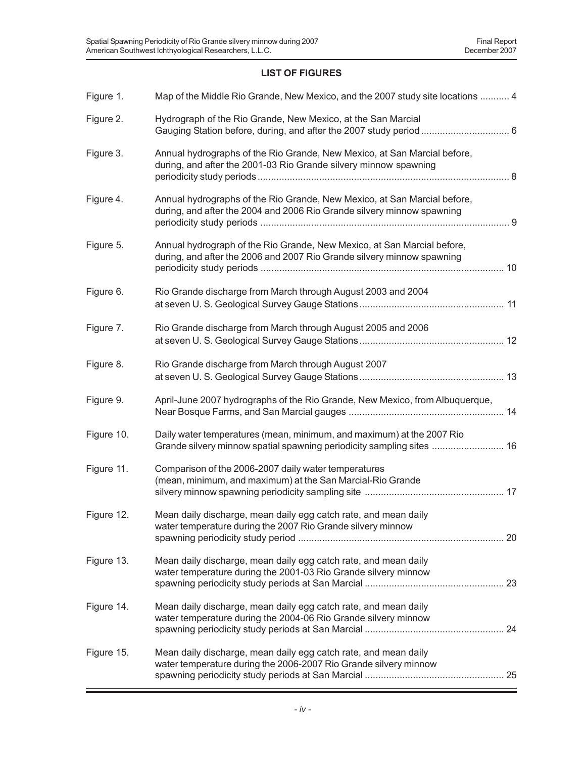## LIST OF FIGURES

| | | |
|---|---|---|
| Figure 1. | Map of the Middle Rio Grande, New Mexico, and the 2007 study site locations | 4 |
| Figure 2. | Hydrograph of the Rio Grande, New Mexico, at the San Marcial Gauging Station before, during, and after the 2007 study period | 6 |
| Figure 3. | Annual hydrographs of the Rio Grande, New Mexico, at San Marcial before, during, and after the 2001-03 Rio Grande silvery minnow spawning periodicity study periods | 8 |
| Figure 4. | Annual hydrographs of the Rio Grande, New Mexico, at San Marcial before, during, and after the 2004 and 2006 Rio Grande silvery minnow spawning periodicity study periods | 9 |
| Figure 5. | Annual hydrograph of the Rio Grande, New Mexico, at San Marcial before, during, and after the 2006 and 2007 Rio Grande silvery minnow spawning periodicity study periods | 10 |
| Figure 6. | Rio Grande discharge from March through August 2003 and 2004 at seven U. S. Geological Survey Gauge Stations | 11 |
| Figure 7. | Rio Grande discharge from March through August 2005 and 2006 at seven U. S. Geological Survey Gauge Stations | 12 |
| Figure 8. | Rio Grande discharge from March through August 2007 at seven U. S. Geological Survey Gauge Stations | 13 |
| Figure 9. | April-June 2007 hydrographs of the Rio Grande, New Mexico, from Albuquerque, Near Bosque Farms, and San Marcial gauges | 14 |
| Figure 10. | Daily water temperatures (mean, minimum, and maximum) at the 2007 Rio Grande silvery minnow spatial spawning periodicity sampling sites | 16 |
| Figure 11. | Comparison of the 2006-2007 daily water temperatures (mean, minimum, and maximum) at the San Marcial-Rio Grande silvery minnow spawning periodicity sampling site | 17 |
| Figure 12. | Mean daily discharge, mean daily egg catch rate, and mean daily water temperature during the 2007 Rio Grande silvery minnow spawning periodicity study period | 20 |
| Figure 13. | Mean daily discharge, mean daily egg catch rate, and mean daily water temperature during the 2001-03 Rio Grande silvery minnow spawning periodicity study periods at San Marcial | 23 |
| Figure 14. | Mean daily discharge, mean daily egg catch rate, and mean daily water temperature during the 2004-06 Rio Grande silvery minnow spawning periodicity study periods at San Marcial | 24 |
| Figure 15. | Mean daily discharge, mean daily egg catch rate, and mean daily water temperature during the 2006-2007 Rio Grande silvery minnow spawning periodicity study periods at San Marcial | 25 |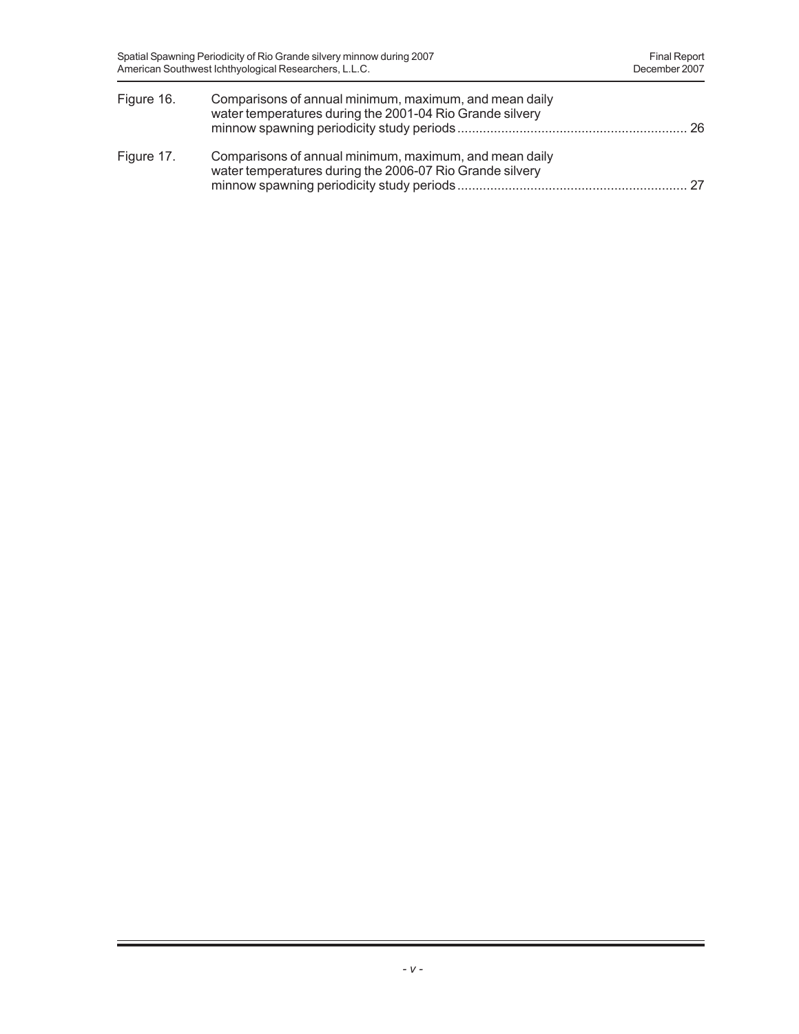| | | |
|---|---|---|
| Figure 16. | Comparisons of annual minimum, maximum, and mean daily water temperatures during the 2001-04 Rio Grande silvery minnow spawning periodicity study periods | 26 |
| Figure 17. | Comparisons of annual minimum, maximum, and mean daily water temperatures during the 2006-07 Rio Grande silvery minnow spawning periodicity study periods | 27 |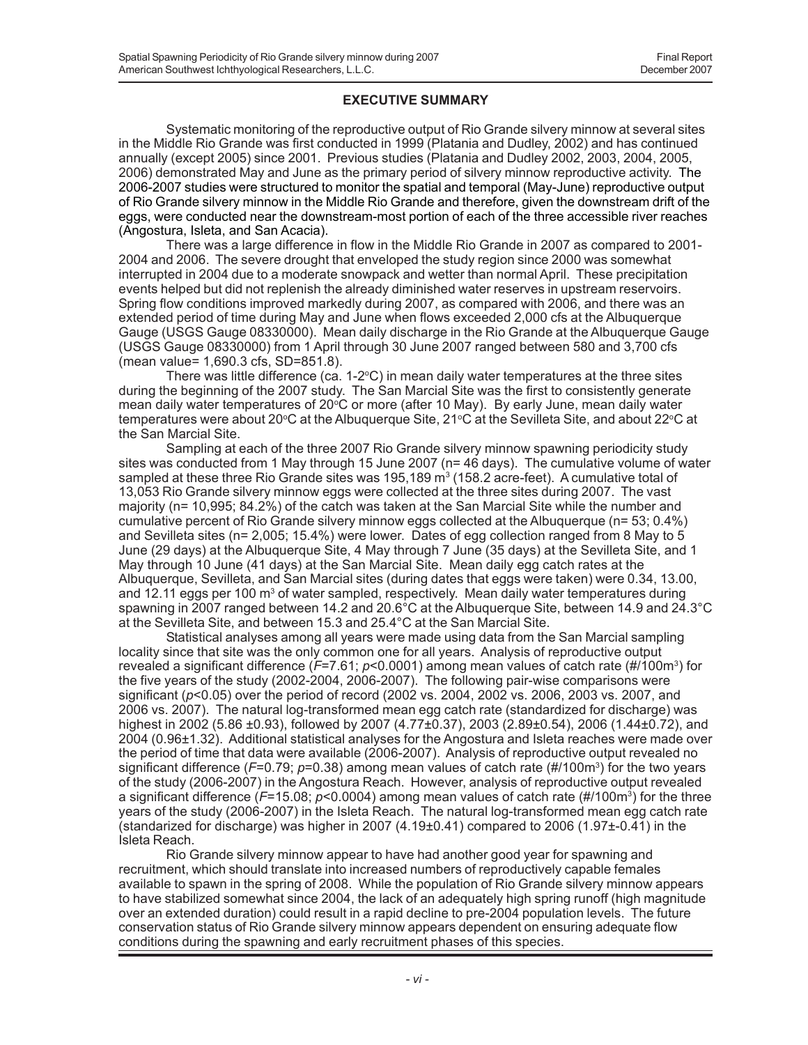## EXECUTIVE SUMMARY

Systematic monitoring of the reproductive output of Rio Grande silvery minnow at several sites in the Middle Rio Grande was first conducted in 1999 (Platania and Dudley, 2002) and has continued annually (except 2005) since 2001. Previous studies (Platania and Dudley 2002, 2003, 2004, 2005, 2006) demonstrated May and June as the primary period of silvery minnow reproductive activity. The 2006-2007 studies were structured to monitor the spatial and temporal (May-June) reproductive output of Rio Grande silvery minnow in the Middle Rio Grande and therefore, given the downstream drift of the eggs, were conducted near the downstream-most portion of each of the three accessible river reaches (Angostura, Isleta, and San Acacia).

There was a large difference in flow in the Middle Rio Grande in 2007 as compared to 2001-2004 and 2006. The severe drought that enveloped the study region since 2000 was somewhat interrupted in 2004 due to a moderate snowpack and wetter than normal April. These precipitation events helped but did not replenish the already diminished water reserves in upstream reservoirs. Spring flow conditions improved markedly during 2007, as compared with 2006, and there was an extended period of time during May and June when flows exceeded 2,000 cfs at the Albuquerque Gauge (USGS Gauge 08330000). Mean daily discharge in the Rio Grande at the Albuquerque Gauge (USGS Gauge 08330000) from 1 April through 30 June 2007 ranged between 580 and 3,700 cfs (mean value= 1,690.3 cfs, SD=851.8).

There was little difference (ca. 1-2°C) in mean daily water temperatures at the three sites during the beginning of the 2007 study. The San Marcial Site was the first to consistently generate mean daily water temperatures of 20°C or more (after 10 May). By early June, mean daily water temperatures were about 20°C at the Albuquerque Site, 21°C at the Sevilleta Site, and about 22°C at the San Marcial Site.

Sampling at each of the three 2007 Rio Grande silvery minnow spawning periodicity study sites was conducted from 1 May through 15 June 2007 (n= 46 days). The cumulative volume of water sampled at these three Rio Grande sites was 195,189 m$^3$ (158.2 acre-feet). A cumulative total of 13,053 Rio Grande silvery minnow eggs were collected at the three sites during 2007. The vast majority (n= 10,995; 84.2%) of the catch was taken at the San Marcial Site while the number and cumulative percent of Rio Grande silvery minnow eggs collected at the Albuquerque (n= 53; 0.4%) and Sevilleta sites (n= 2,005; 15.4%) were lower. Dates of egg collection ranged from 8 May to 5 June (29 days) at the Albuquerque Site, 4 May through 7 June (35 days) at the Sevilleta Site, and 1 May through 10 June (41 days) at the San Marcial Site. Mean daily egg catch rates at the Albuquerque, Sevilleta, and San Marcial sites (during dates that eggs were taken) were 0.34, 13.00, and 12.11 eggs per 100 m$^3$ of water sampled, respectively. Mean daily water temperatures during spawning in 2007 ranged between 14.2 and 20.6°C at the Albuquerque Site, between 14.9 and 24.3°C at the Sevilleta Site, and between 15.3 and 25.4°C at the San Marcial Site.

Statistical analyses among all years were made using data from the San Marcial sampling locality since that site was the only common one for all years. Analysis of reproductive output revealed a significant difference ($F$=7.61; $p$<0.0001) among mean values of catch rate (#/100m$^3$) for the five years of the study (2002-2004, 2006-2007). The following pair-wise comparisons were significant ($p$<0.05) over the period of record (2002 vs. 2004, 2002 vs. 2006, 2003 vs. 2007, and 2006 vs. 2007). The natural log-transformed mean egg catch rate (standardized for discharge) was highest in 2002 (5.86 ±0.93), followed by 2007 (4.77±0.37), 2003 (2.89±0.54), 2006 (1.44±0.72), and 2004 (0.96±1.32). Additional statistical analyses for the Angostura and Isleta reaches were made over the period of time that data were available (2006-2007). Analysis of reproductive output revealed no significant difference ($F$=0.79; $p$=0.38) among mean values of catch rate (#/100m$^3$) for the two years of the study (2006-2007) in the Angostura Reach. However, analysis of reproductive output revealed a significant difference ($F$=15.08; $p$<0.0004) among mean values of catch rate (#/100m$^3$) for the three years of the study (2006-2007) in the Isleta Reach. The natural log-transformed mean egg catch rate (standarized for discharge) was higher in 2007 (4.19±0.41) compared to 2006 (1.97±-0.41) in the Isleta Reach.

Rio Grande silvery minnow appear to have had another good year for spawning and recruitment, which should translate into increased numbers of reproductively capable females available to spawn in the spring of 2008. While the population of Rio Grande silvery minnow appears to have stabilized somewhat since 2004, the lack of an adequately high spring runoff (high magnitude over an extended duration) could result in a rapid decline to pre-2004 population levels. The future conservation status of Rio Grande silvery minnow appears dependent on ensuring adequate flow conditions during the spawning and early recruitment phases of this species.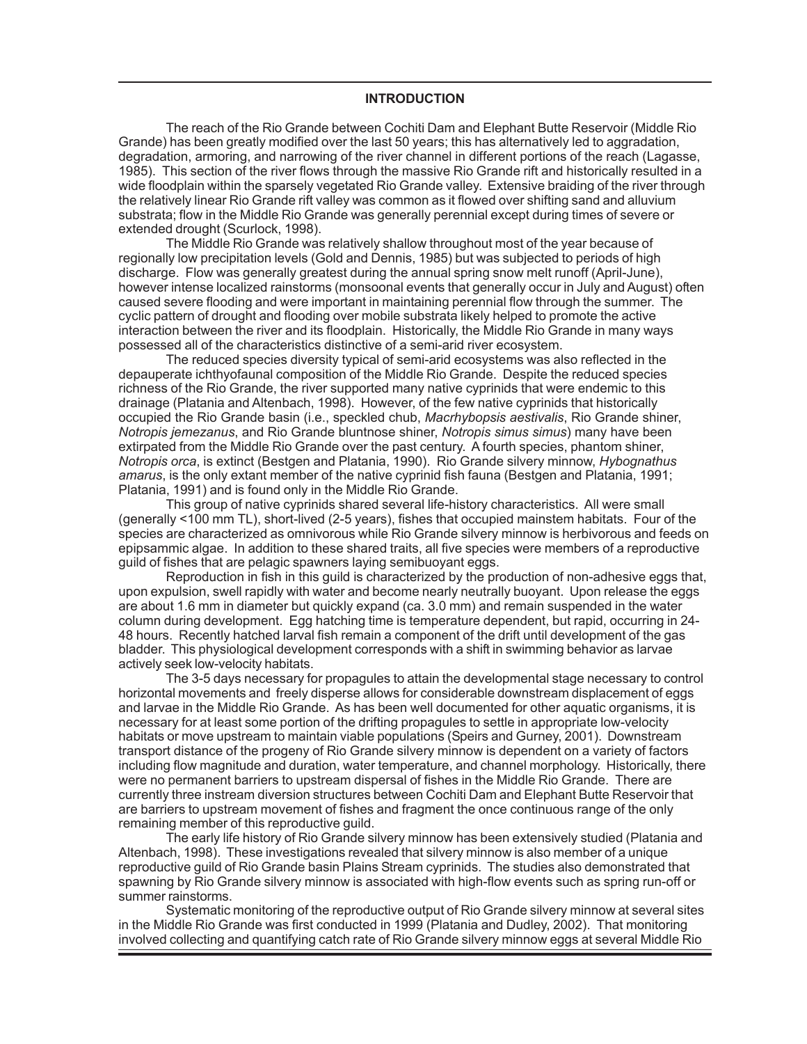## INTRODUCTION

The reach of the Rio Grande between Cochiti Dam and Elephant Butte Reservoir (Middle Rio Grande) has been greatly modified over the last 50 years; this has alternatively led to aggradation, degradation, armoring, and narrowing of the river channel in different portions of the reach (Lagasse, 1985). This section of the river flows through the massive Rio Grande rift and historically resulted in a wide floodplain within the sparsely vegetated Rio Grande valley. Extensive braiding of the river through the relatively linear Rio Grande rift valley was common as it flowed over shifting sand and alluvium substrata; flow in the Middle Rio Grande was generally perennial except during times of severe or extended drought (Scurlock, 1998).

The Middle Rio Grande was relatively shallow throughout most of the year because of regionally low precipitation levels (Gold and Dennis, 1985) but was subjected to periods of high discharge. Flow was generally greatest during the annual spring snow melt runoff (April-June), however intense localized rainstorms (monsoonal events that generally occur in July and August) often caused severe flooding and were important in maintaining perennial flow through the summer. The cyclic pattern of drought and flooding over mobile substrata likely helped to promote the active interaction between the river and its floodplain. Historically, the Middle Rio Grande in many ways possessed all of the characteristics distinctive of a semi-arid river ecosystem.

The reduced species diversity typical of semi-arid ecosystems was also reflected in the depauperate ichthyofaunal composition of the Middle Rio Grande. Despite the reduced species richness of the Rio Grande, the river supported many native cyprinids that were endemic to this drainage (Platania and Altenbach, 1998). However, of the few native cyprinids that historically occupied the Rio Grande basin (i.e., speckled chub, *Macrhybopsis aestivalis*, Rio Grande shiner, *Notropis jemezanus*, and Rio Grande bluntnose shiner, *Notropis simus simus*) many have been extirpated from the Middle Rio Grande over the past century. A fourth species, phantom shiner, *Notropis orca*, is extinct (Bestgen and Platania, 1990). Rio Grande silvery minnow, *Hybognathus amarus*, is the only extant member of the native cyprinid fish fauna (Bestgen and Platania, 1991; Platania, 1991) and is found only in the Middle Rio Grande.

This group of native cyprinids shared several life-history characteristics. All were small (generally <100 mm TL), short-lived (2-5 years), fishes that occupied mainstem habitats. Four of the species are characterized as omnivorous while Rio Grande silvery minnow is herbivorous and feeds on epipsammic algae. In addition to these shared traits, all five species were members of a reproductive guild of fishes that are pelagic spawners laying semibuoyant eggs.

Reproduction in fish in this guild is characterized by the production of non-adhesive eggs that, upon expulsion, swell rapidly with water and become nearly neutrally buoyant. Upon release the eggs are about 1.6 mm in diameter but quickly expand (ca. 3.0 mm) and remain suspended in the water column during development. Egg hatching time is temperature dependent, but rapid, occurring in 24-48 hours. Recently hatched larval fish remain a component of the drift until development of the gas bladder. This physiological development corresponds with a shift in swimming behavior as larvae actively seek low-velocity habitats.

The 3-5 days necessary for propagules to attain the developmental stage necessary to control horizontal movements and freely disperse allows for considerable downstream displacement of eggs and larvae in the Middle Rio Grande. As has been well documented for other aquatic organisms, it is necessary for at least some portion of the drifting propagules to settle in appropriate low-velocity habitats or move upstream to maintain viable populations (Speirs and Gurney, 2001). Downstream transport distance of the progeny of Rio Grande silvery minnow is dependent on a variety of factors including flow magnitude and duration, water temperature, and channel morphology. Historically, there were no permanent barriers to upstream dispersal of fishes in the Middle Rio Grande. There are currently three instream diversion structures between Cochiti Dam and Elephant Butte Reservoir that are barriers to upstream movement of fishes and fragment the once continuous range of the only remaining member of this reproductive guild.

The early life history of Rio Grande silvery minnow has been extensively studied (Platania and Altenbach, 1998). These investigations revealed that silvery minnow is also member of a unique reproductive guild of Rio Grande basin Plains Stream cyprinids. The studies also demonstrated that spawning by Rio Grande silvery minnow is associated with high-flow events such as spring run-off or summer rainstorms.

Systematic monitoring of the reproductive output of Rio Grande silvery minnow at several sites in the Middle Rio Grande was first conducted in 1999 (Platania and Dudley, 2002). That monitoring involved collecting and quantifying catch rate of Rio Grande silvery minnow eggs at several Middle Rio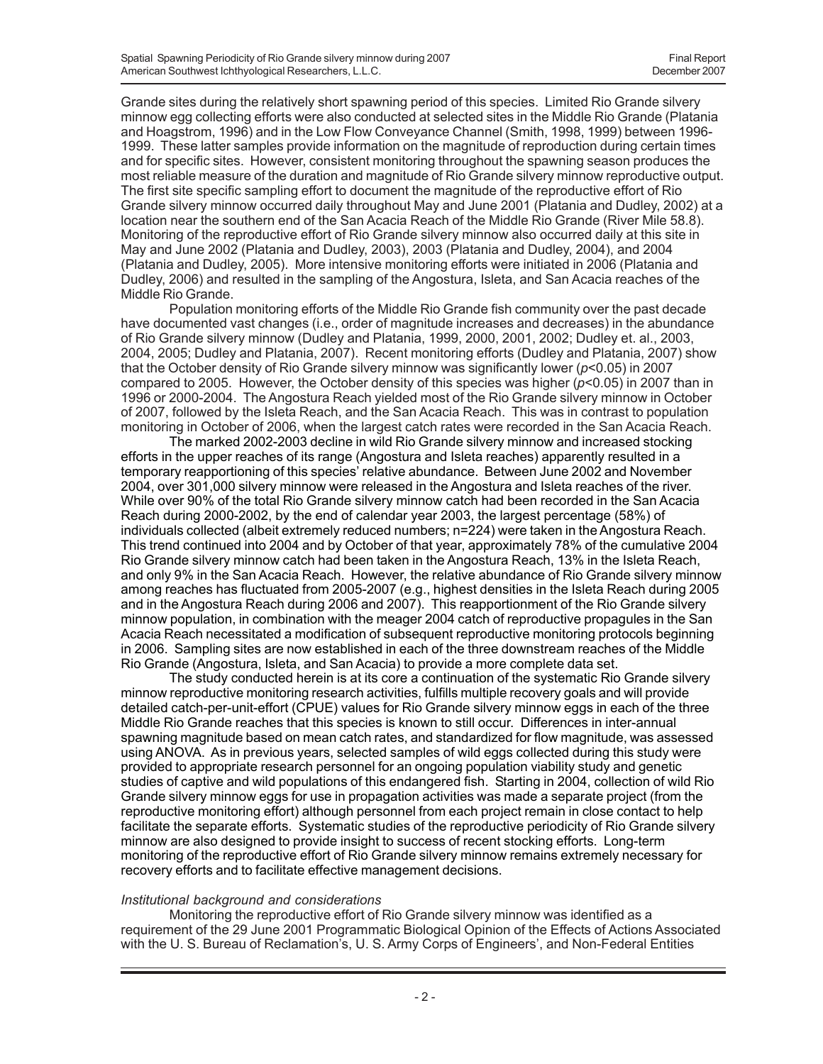Grande sites during the relatively short spawning period of this species. Limited Rio Grande silvery minnow egg collecting efforts were also conducted at selected sites in the Middle Rio Grande (Platania and Hoagstrom, 1996) and in the Low Flow Conveyance Channel (Smith, 1998, 1999) between 1996-1999. These latter samples provide information on the magnitude of reproduction during certain times and for specific sites. However, consistent monitoring throughout the spawning season produces the most reliable measure of the duration and magnitude of Rio Grande silvery minnow reproductive output. The first site specific sampling effort to document the magnitude of the reproductive effort of Rio Grande silvery minnow occurred daily throughout May and June 2001 (Platania and Dudley, 2002) at a location near the southern end of the San Acacia Reach of the Middle Rio Grande (River Mile 58.8). Monitoring of the reproductive effort of Rio Grande silvery minnow also occurred daily at this site in May and June 2002 (Platania and Dudley, 2003), 2003 (Platania and Dudley, 2004), and 2004 (Platania and Dudley, 2005). More intensive monitoring efforts were initiated in 2006 (Platania and Dudley, 2006) and resulted in the sampling of the Angostura, Isleta, and San Acacia reaches of the Middle Rio Grande.

Population monitoring efforts of the Middle Rio Grande fish community over the past decade have documented vast changes (i.e., order of magnitude increases and decreases) in the abundance of Rio Grande silvery minnow (Dudley and Platania, 1999, 2000, 2001, 2002; Dudley et. al., 2003, 2004, 2005; Dudley and Platania, 2007). Recent monitoring efforts (Dudley and Platania, 2007) show that the October density of Rio Grande silvery minnow was significantly lower ($p<0.05$) in 2007 compared to 2005. However, the October density of this species was higher ($p<0.05$) in 2007 than in 1996 or 2000-2004. The Angostura Reach yielded most of the Rio Grande silvery minnow in October of 2007, followed by the Isleta Reach, and the San Acacia Reach. This was in contrast to population monitoring in October of 2006, when the largest catch rates were recorded in the San Acacia Reach.

The marked 2002-2003 decline in wild Rio Grande silvery minnow and increased stocking efforts in the upper reaches of its range (Angostura and Isleta reaches) apparently resulted in a temporary reapportioning of this species' relative abundance. Between June 2002 and November 2004, over 301,000 silvery minnow were released in the Angostura and Isleta reaches of the river. While over 90% of the total Rio Grande silvery minnow catch had been recorded in the San Acacia Reach during 2000-2002, by the end of calendar year 2003, the largest percentage (58%) of individuals collected (albeit extremely reduced numbers; n=224) were taken in the Angostura Reach. This trend continued into 2004 and by October of that year, approximately 78% of the cumulative 2004 Rio Grande silvery minnow catch had been taken in the Angostura Reach, 13% in the Isleta Reach, and only 9% in the San Acacia Reach. However, the relative abundance of Rio Grande silvery minnow among reaches has fluctuated from 2005-2007 (e.g., highest densities in the Isleta Reach during 2005 and in the Angostura Reach during 2006 and 2007). This reapportionment of the Rio Grande silvery minnow population, in combination with the meager 2004 catch of reproductive propagules in the San Acacia Reach necessitated a modification of subsequent reproductive monitoring protocols beginning in 2006. Sampling sites are now established in each of the three downstream reaches of the Middle Rio Grande (Angostura, Isleta, and San Acacia) to provide a more complete data set.

The study conducted herein is at its core a continuation of the systematic Rio Grande silvery minnow reproductive monitoring research activities, fulfills multiple recovery goals and will provide detailed catch-per-unit-effort (CPUE) values for Rio Grande silvery minnow eggs in each of the three Middle Rio Grande reaches that this species is known to still occur. Differences in inter-annual spawning magnitude based on mean catch rates, and standardized for flow magnitude, was assessed using ANOVA. As in previous years, selected samples of wild eggs collected during this study were provided to appropriate research personnel for an ongoing population viability study and genetic studies of captive and wild populations of this endangered fish. Starting in 2004, collection of wild Rio Grande silvery minnow eggs for use in propagation activities was made a separate project (from the reproductive monitoring effort) although personnel from each project remain in close contact to help facilitate the separate efforts. Systematic studies of the reproductive periodicity of Rio Grande silvery minnow are also designed to provide insight to success of recent stocking efforts. Long-term monitoring of the reproductive effort of Rio Grande silvery minnow remains extremely necessary for recovery efforts and to facilitate effective management decisions.

*Institutional background and considerations*

Monitoring the reproductive effort of Rio Grande silvery minnow was identified as a requirement of the 29 June 2001 Programmatic Biological Opinion of the Effects of Actions Associated with the U. S. Bureau of Reclamation's, U. S. Army Corps of Engineers', and Non-Federal Entities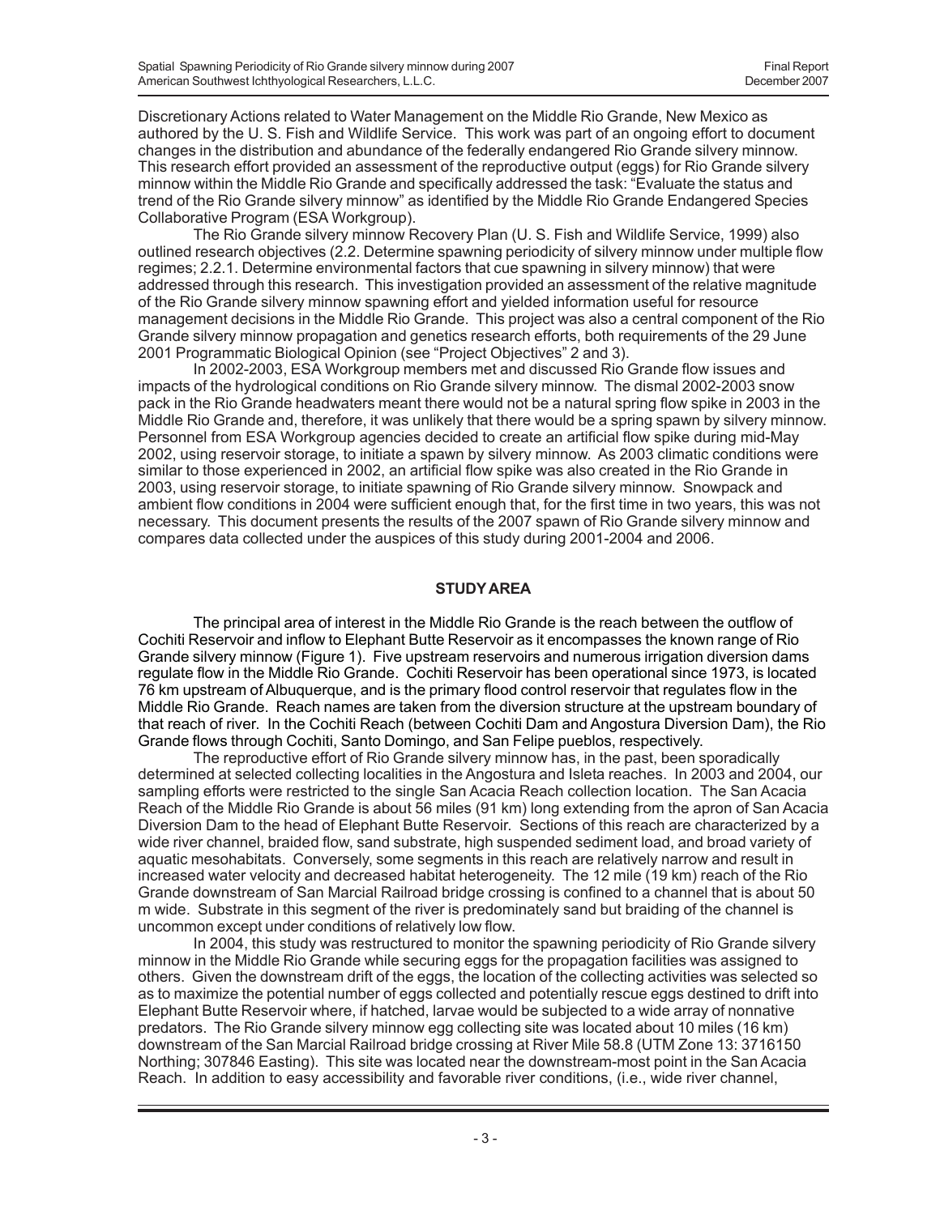Discretionary Actions related to Water Management on the Middle Rio Grande, New Mexico as authored by the U. S. Fish and Wildlife Service. This work was part of an ongoing effort to document changes in the distribution and abundance of the federally endangered Rio Grande silvery minnow. This research effort provided an assessment of the reproductive output (eggs) for Rio Grande silvery minnow within the Middle Rio Grande and specifically addressed the task: "Evaluate the status and trend of the Rio Grande silvery minnow" as identified by the Middle Rio Grande Endangered Species Collaborative Program (ESA Workgroup).

The Rio Grande silvery minnow Recovery Plan (U. S. Fish and Wildlife Service, 1999) also outlined research objectives (2.2. Determine spawning periodicity of silvery minnow under multiple flow regimes; 2.2.1. Determine environmental factors that cue spawning in silvery minnow) that were addressed through this research. This investigation provided an assessment of the relative magnitude of the Rio Grande silvery minnow spawning effort and yielded information useful for resource management decisions in the Middle Rio Grande. This project was also a central component of the Rio Grande silvery minnow propagation and genetics research efforts, both requirements of the 29 June 2001 Programmatic Biological Opinion (see "Project Objectives" 2 and 3).

In 2002-2003, ESA Workgroup members met and discussed Rio Grande flow issues and impacts of the hydrological conditions on Rio Grande silvery minnow. The dismal 2002-2003 snow pack in the Rio Grande headwaters meant there would not be a natural spring flow spike in 2003 in the Middle Rio Grande and, therefore, it was unlikely that there would be a spring spawn by silvery minnow. Personnel from ESA Workgroup agencies decided to create an artificial flow spike during mid-May 2002, using reservoir storage, to initiate a spawn by silvery minnow. As 2003 climatic conditions were similar to those experienced in 2002, an artificial flow spike was also created in the Rio Grande in 2003, using reservoir storage, to initiate spawning of Rio Grande silvery minnow. Snowpack and ambient flow conditions in 2004 were sufficient enough that, for the first time in two years, this was not necessary. This document presents the results of the 2007 spawn of Rio Grande silvery minnow and compares data collected under the auspices of this study during 2001-2004 and 2006.

## STUDY AREA

The principal area of interest in the Middle Rio Grande is the reach between the outflow of Cochiti Reservoir and inflow to Elephant Butte Reservoir as it encompasses the known range of Rio Grande silvery minnow (Figure 1). Five upstream reservoirs and numerous irrigation diversion dams regulate flow in the Middle Rio Grande. Cochiti Reservoir has been operational since 1973, is located 76 km upstream of Albuquerque, and is the primary flood control reservoir that regulates flow in the Middle Rio Grande. Reach names are taken from the diversion structure at the upstream boundary of that reach of river. In the Cochiti Reach (between Cochiti Dam and Angostura Diversion Dam), the Rio Grande flows through Cochiti, Santo Domingo, and San Felipe pueblos, respectively.

The reproductive effort of Rio Grande silvery minnow has, in the past, been sporadically determined at selected collecting localities in the Angostura and Isleta reaches. In 2003 and 2004, our sampling efforts were restricted to the single San Acacia Reach collection location. The San Acacia Reach of the Middle Rio Grande is about 56 miles (91 km) long extending from the apron of San Acacia Diversion Dam to the head of Elephant Butte Reservoir. Sections of this reach are characterized by a wide river channel, braided flow, sand substrate, high suspended sediment load, and broad variety of aquatic mesohabitats. Conversely, some segments in this reach are relatively narrow and result in increased water velocity and decreased habitat heterogeneity. The 12 mile (19 km) reach of the Rio Grande downstream of San Marcial Railroad bridge crossing is confined to a channel that is about 50 m wide. Substrate in this segment of the river is predominately sand but braiding of the channel is uncommon except under conditions of relatively low flow.

In 2004, this study was restructured to monitor the spawning periodicity of Rio Grande silvery minnow in the Middle Rio Grande while securing eggs for the propagation facilities was assigned to others. Given the downstream drift of the eggs, the location of the collecting activities was selected so as to maximize the potential number of eggs collected and potentially rescue eggs destined to drift into Elephant Butte Reservoir where, if hatched, larvae would be subjected to a wide array of nonnative predators. The Rio Grande silvery minnow egg collecting site was located about 10 miles (16 km) downstream of the San Marcial Railroad bridge crossing at River Mile 58.8 (UTM Zone 13: 3716150 Northing; 307846 Easting). This site was located near the downstream-most point in the San Acacia Reach. In addition to easy accessibility and favorable river conditions, (i.e., wide river channel,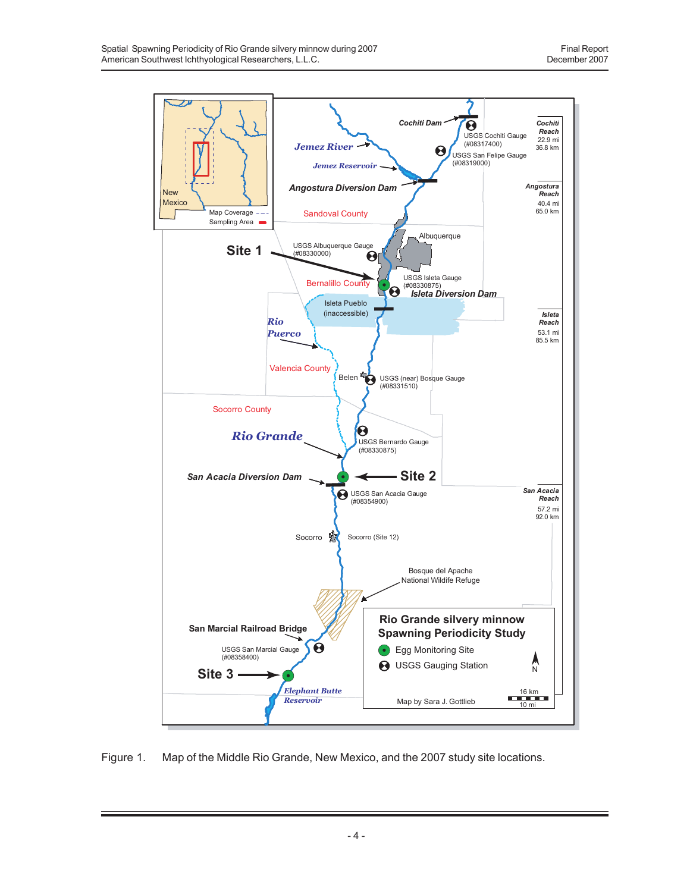Figure 1. Map of the Middle Rio Grande, New Mexico, and the 2007 study site locations.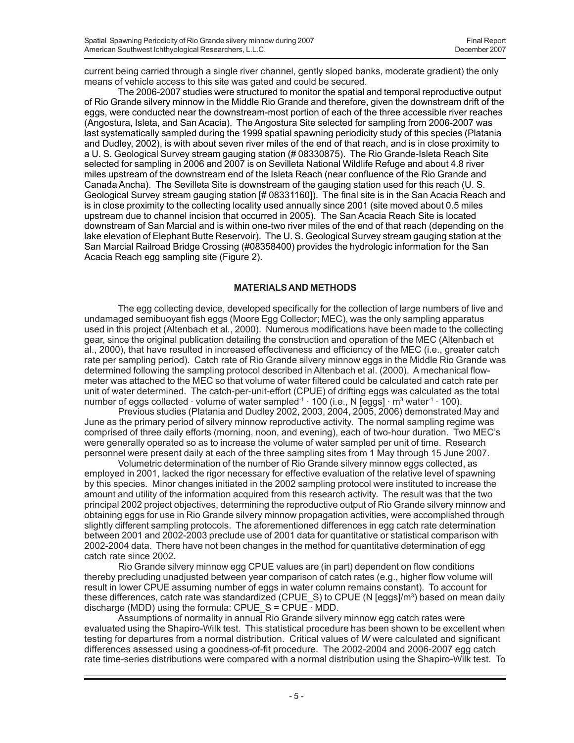current being carried through a single river channel, gently sloped banks, moderate gradient) the only means of vehicle access to this site was gated and could be secured.

The 2006-2007 studies were structured to monitor the spatial and temporal reproductive output of Rio Grande silvery minnow in the Middle Rio Grande and therefore, given the downstream drift of the eggs, were conducted near the downstream-most portion of each of the three accessible river reaches (Angostura, Isleta, and San Acacia). The Angostura Site selected for sampling from 2006-2007 was last systematically sampled during the 1999 spatial spawning periodicity study of this species (Platania and Dudley, 2002), is with about seven river miles of the end of that reach, and is in close proximity to a U. S. Geological Survey stream gauging station (# 08330875). The Rio Grande-Isleta Reach Site selected for sampling in 2006 and 2007 is on Sevilleta National Wildlife Refuge and about 4.8 river miles upstream of the downstream end of the Isleta Reach (near confluence of the Rio Grande and Canada Ancha). The Sevilleta Site is downstream of the gauging station used for this reach (U. S. Geological Survey stream gauging station [# 08331160]). The final site is in the San Acacia Reach and is in close proximity to the collecting locality used annually since 2001 (site moved about 0.5 miles upstream due to channel incision that occurred in 2005). The San Acacia Reach Site is located downstream of San Marcial and is within one-two river miles of the end of that reach (depending on the lake elevation of Elephant Butte Reservoir). The U. S. Geological Survey stream gauging station at the San Marcial Railroad Bridge Crossing (#08358400) provides the hydrologic information for the San Acacia Reach egg sampling site (Figure 2).

## MATERIALS AND METHODS

The egg collecting device, developed specifically for the collection of large numbers of live and undamaged semibuoyant fish eggs (Moore Egg Collector; MEC), was the only sampling apparatus used in this project (Altenbach et al., 2000). Numerous modifications have been made to the collecting gear, since the original publication detailing the construction and operation of the MEC (Altenbach et al., 2000), that have resulted in increased effectiveness and efficiency of the MEC (i.e., greater catch rate per sampling period). Catch rate of Rio Grande silvery minnow eggs in the Middle Rio Grande was determined following the sampling protocol described in Altenbach et al. (2000). A mechanical flow-meter was attached to the MEC so that volume of water filtered could be calculated and catch rate per unit of water determined. The catch-per-unit-effort (CPUE) of drifting eggs was calculated as the total number of eggs collected $\cdot$ volume of water sampled$^{-1}$ $\cdot$ 100 (i.e., N [eggs] $\cdot$ m$^3$ water$^{-1}$ $\cdot$ 100).

Previous studies (Platania and Dudley 2002, 2003, 2004, 2005, 2006) demonstrated May and June as the primary period of silvery minnow reproductive activity. The normal sampling regime was comprised of three daily efforts (morning, noon, and evening), each of two-hour duration. Two MEC's were generally operated so as to increase the volume of water sampled per unit of time. Research personnel were present daily at each of the three sampling sites from 1 May through 15 June 2007.

Volumetric determination of the number of Rio Grande silvery minnow eggs collected, as employed in 2001, lacked the rigor necessary for effective evaluation of the relative level of spawning by this species. Minor changes initiated in the 2002 sampling protocol were instituted to increase the amount and utility of the information acquired from this research activity. The result was that the two principal 2002 project objectives, determining the reproductive output of Rio Grande silvery minnow and obtaining eggs for use in Rio Grande silvery minnow propagation activities, were accomplished through slightly different sampling protocols. The aforementioned differences in egg catch rate determination between 2001 and 2002-2003 preclude use of 2001 data for quantitative or statistical comparison with 2002-2004 data. There have not been changes in the method for quantitative determination of egg catch rate since 2002.

Rio Grande silvery minnow egg CPUE values are (in part) dependent on flow conditions thereby precluding unadjusted between year comparison of catch rates (e.g., higher flow volume will result in lower CPUE assuming number of eggs in water column remains constant). To account for these differences, catch rate was standardized (CPUE_S) to CPUE (N [eggs]/m$^3$) based on mean daily discharge (MDD) using the formula: CPUE_S = CPUE $\cdot$ MDD.

Assumptions of normality in annual Rio Grande silvery minnow egg catch rates were evaluated using the Shapiro-Wilk test. This statistical procedure has been shown to be excellent when testing for departures from a normal distribution. Critical values of $W$ were calculated and significant differences assessed using a goodness-of-fit procedure. The 2002-2004 and 2006-2007 egg catch rate time-series distributions were compared with a normal distribution using the Shapiro-Wilk test. To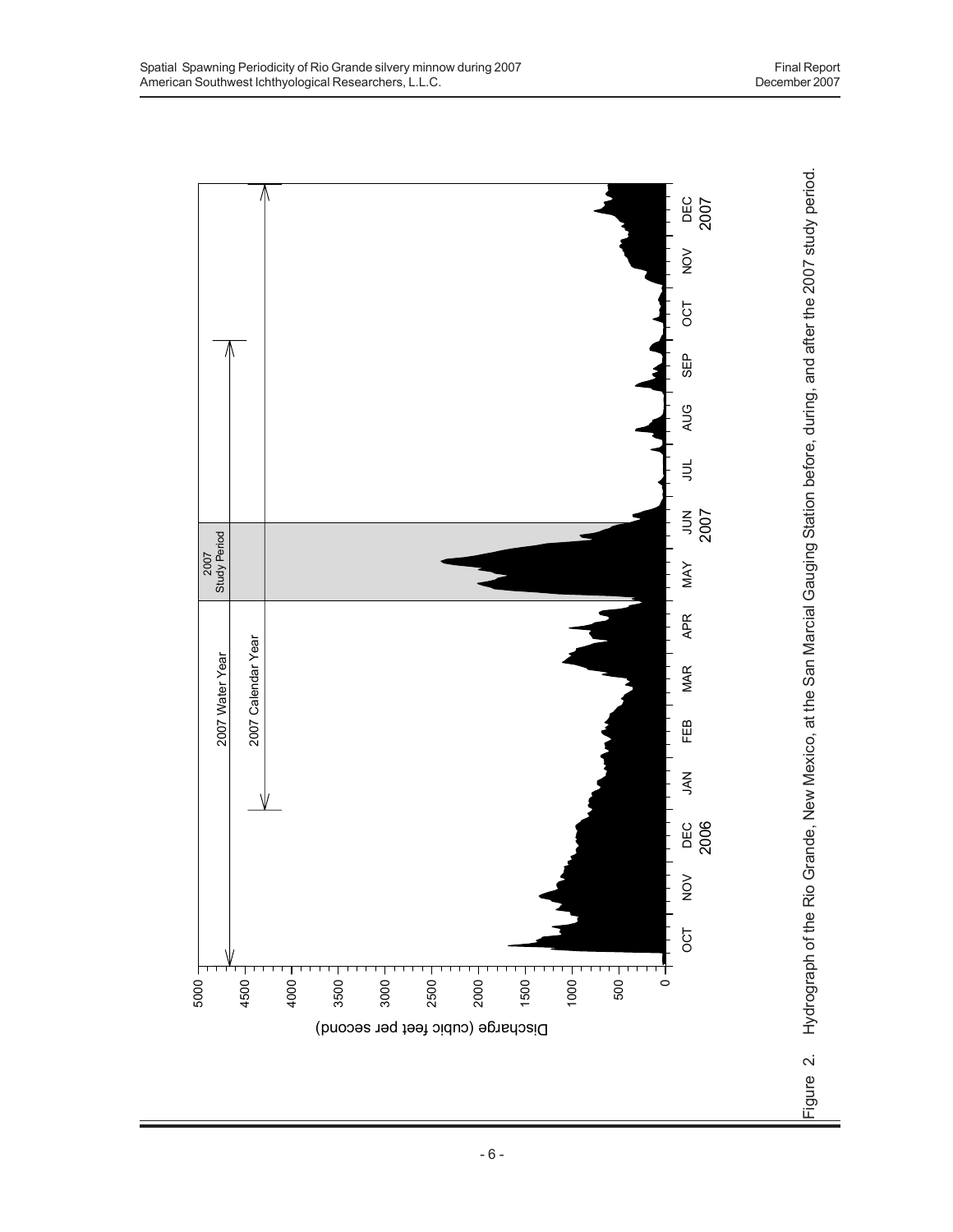Figure 2. Hydrograph of the Rio Grande, New Mexico, at the San Marcial Gauging Station before, during, and after the 2007 study period.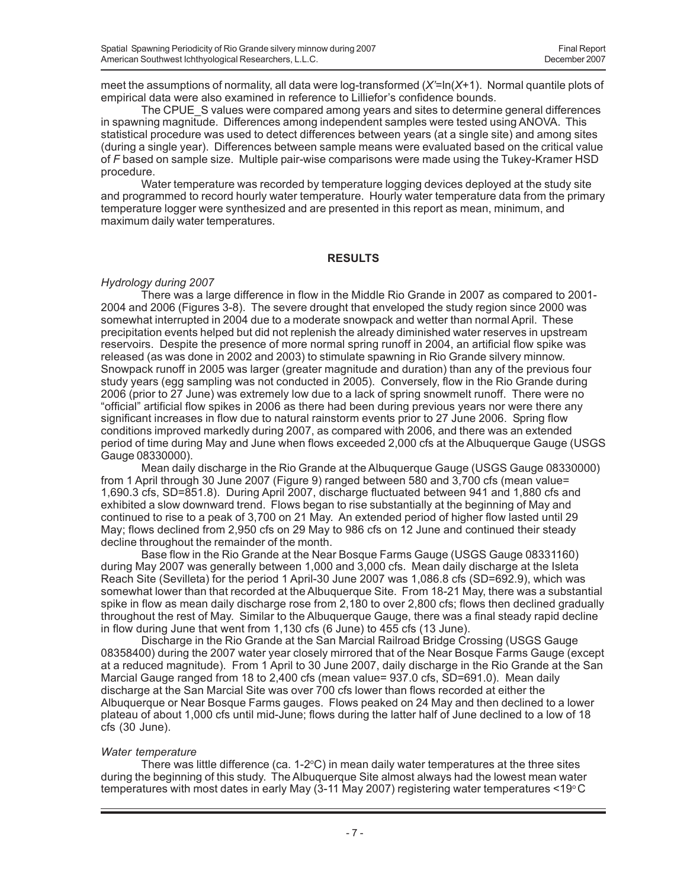meet the assumptions of normality, all data were log-transformed ($X'=\ln(X+1)$. Normal quantile plots of empirical data were also examined in reference to Lilliefor's confidence bounds.

The CPUE_S values were compared among years and sites to determine general differences in spawning magnitude. Differences among independent samples were tested using ANOVA. This statistical procedure was used to detect differences between years (at a single site) and among sites (during a single year). Differences between sample means were evaluated based on the critical value of $F$ based on sample size. Multiple pair-wise comparisons were made using the Tukey-Kramer HSD procedure.

Water temperature was recorded by temperature logging devices deployed at the study site and programmed to record hourly water temperature. Hourly water temperature data from the primary temperature logger were synthesized and are presented in this report as mean, minimum, and maximum daily water temperatures.

## RESULTS

*Hydrology during 2007*

There was a large difference in flow in the Middle Rio Grande in 2007 as compared to 2001-2004 and 2006 (Figures 3-8). The severe drought that enveloped the study region since 2000 was somewhat interrupted in 2004 due to a moderate snowpack and wetter than normal April. These precipitation events helped but did not replenish the already diminished water reserves in upstream reservoirs. Despite the presence of more normal spring runoff in 2004, an artificial flow spike was released (as was done in 2002 and 2003) to stimulate spawning in Rio Grande silvery minnow. Snowpack runoff in 2005 was larger (greater magnitude and duration) than any of the previous four study years (egg sampling was not conducted in 2005). Conversely, flow in the Rio Grande during 2006 (prior to 27 June) was extremely low due to a lack of spring snowmelt runoff. There were no "official" artificial flow spikes in 2006 as there had been during previous years nor were there any significant increases in flow due to natural rainstorm events prior to 27 June 2006. Spring flow conditions improved markedly during 2007, as compared with 2006, and there was an extended period of time during May and June when flows exceeded 2,000 cfs at the Albuquerque Gauge (USGS Gauge 08330000).

Mean daily discharge in the Rio Grande at the Albuquerque Gauge (USGS Gauge 08330000) from 1 April through 30 June 2007 (Figure 9) ranged between 580 and 3,700 cfs (mean value= 1,690.3 cfs, SD=851.8). During April 2007, discharge fluctuated between 941 and 1,880 cfs and exhibited a slow downward trend. Flows began to rise substantially at the beginning of May and continued to rise to a peak of 3,700 on 21 May. An extended period of higher flow lasted until 29 May; flows declined from 2,950 cfs on 29 May to 986 cfs on 12 June and continued their steady decline throughout the remainder of the month.

Base flow in the Rio Grande at the Near Bosque Farms Gauge (USGS Gauge 08331160) during May 2007 was generally between 1,000 and 3,000 cfs. Mean daily discharge at the Isleta Reach Site (Sevilleta) for the period 1 April-30 June 2007 was 1,086.8 cfs (SD=692.9), which was somewhat lower than that recorded at the Albuquerque Site. From 18-21 May, there was a substantial spike in flow as mean daily discharge rose from 2,180 to over 2,800 cfs; flows then declined gradually throughout the rest of May. Similar to the Albuquerque Gauge, there was a final steady rapid decline in flow during June that went from 1,130 cfs (6 June) to 455 cfs (13 June).

Discharge in the Rio Grande at the San Marcial Railroad Bridge Crossing (USGS Gauge 08358400) during the 2007 water year closely mirrored that of the Near Bosque Farms Gauge (except at a reduced magnitude). From 1 April to 30 June 2007, daily discharge in the Rio Grande at the San Marcial Gauge ranged from 18 to 2,400 cfs (mean value= 937.0 cfs, SD=691.0). Mean daily discharge at the San Marcial Site was over 700 cfs lower than flows recorded at either the Albuquerque or Near Bosque Farms gauges. Flows peaked on 24 May and then declined to a lower plateau of about 1,000 cfs until mid-June; flows during the latter half of June declined to a low of 18 cfs (30 June).

*Water temperature*

There was little difference (ca. 1-2°C) in mean daily water temperatures at the three sites during the beginning of this study. The Albuquerque Site almost always had the lowest mean water temperatures with most dates in early May (3-11 May 2007) registering water temperatures <19°C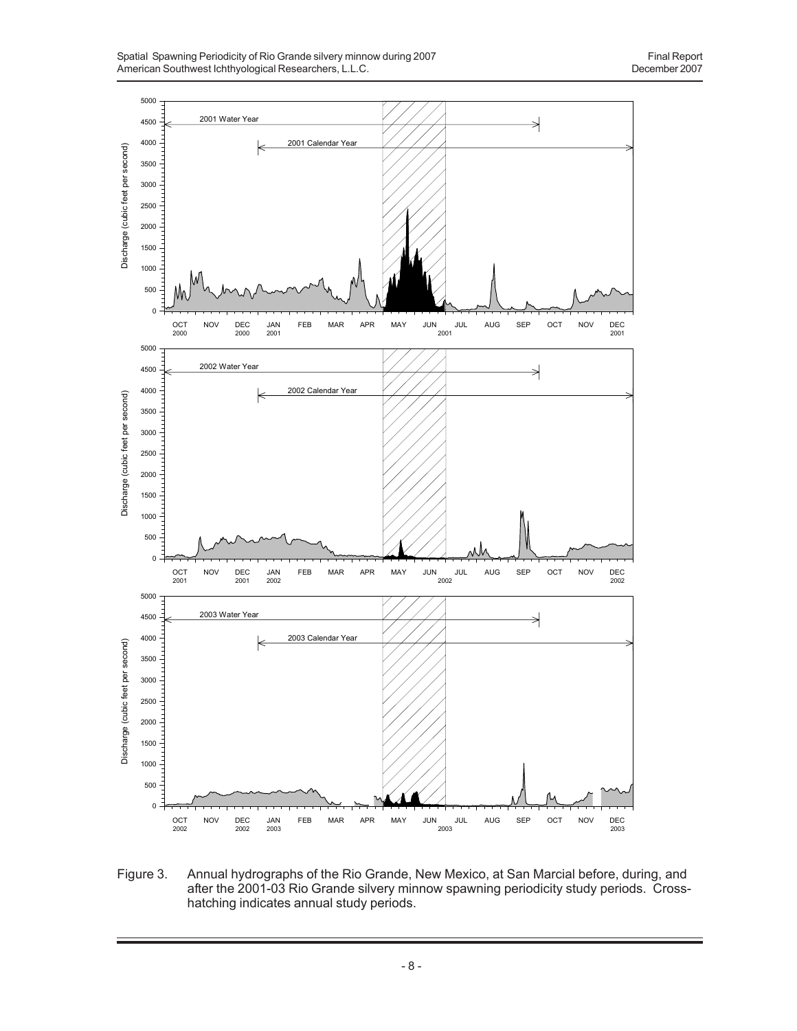Figure 3. Annual hydrographs of the Rio Grande, New Mexico, at San Marcial before, during, and after the 2001-03 Rio Grande silvery minnow spawning periodicity study periods. Cross-hatching indicates annual study periods.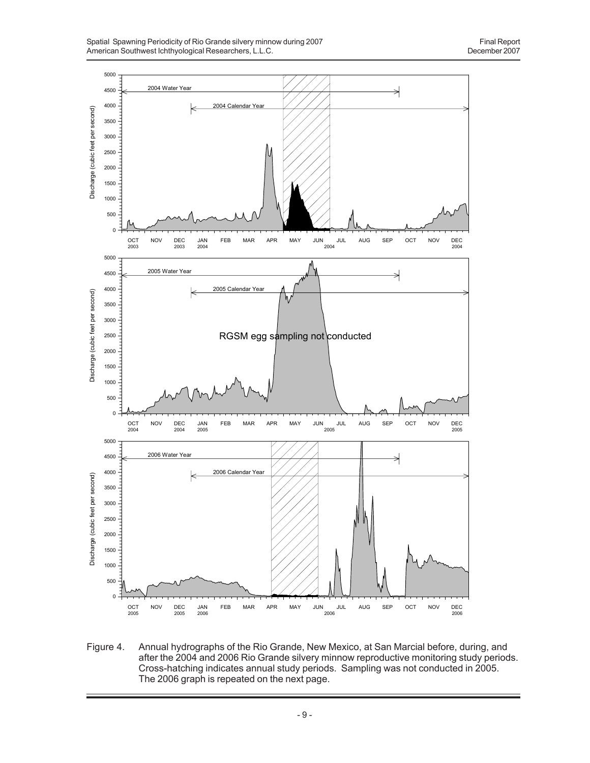Figure 4. Annual hydrographs of the Rio Grande, New Mexico, at San Marcial before, during, and after the 2004 and 2006 Rio Grande silvery minnow reproductive monitoring study periods. Cross-hatching indicates annual study periods. Sampling was not conducted in 2005. The 2006 graph is repeated on the next page.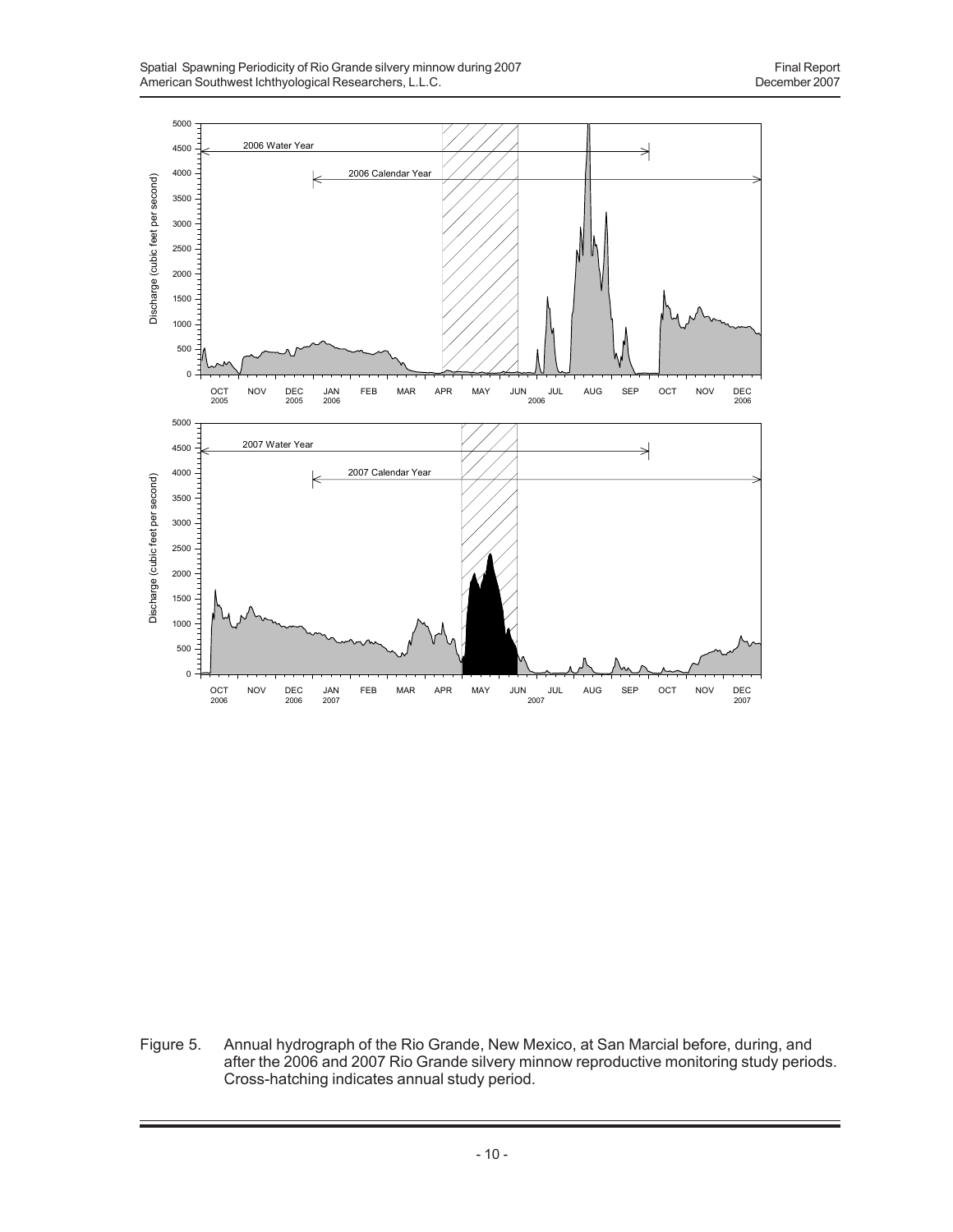Figure 5. Annual hydrograph of the Rio Grande, New Mexico, at San Marcial before, during, and after the 2006 and 2007 Rio Grande silvery minnow reproductive monitoring study periods. Cross-hatching indicates annual study period.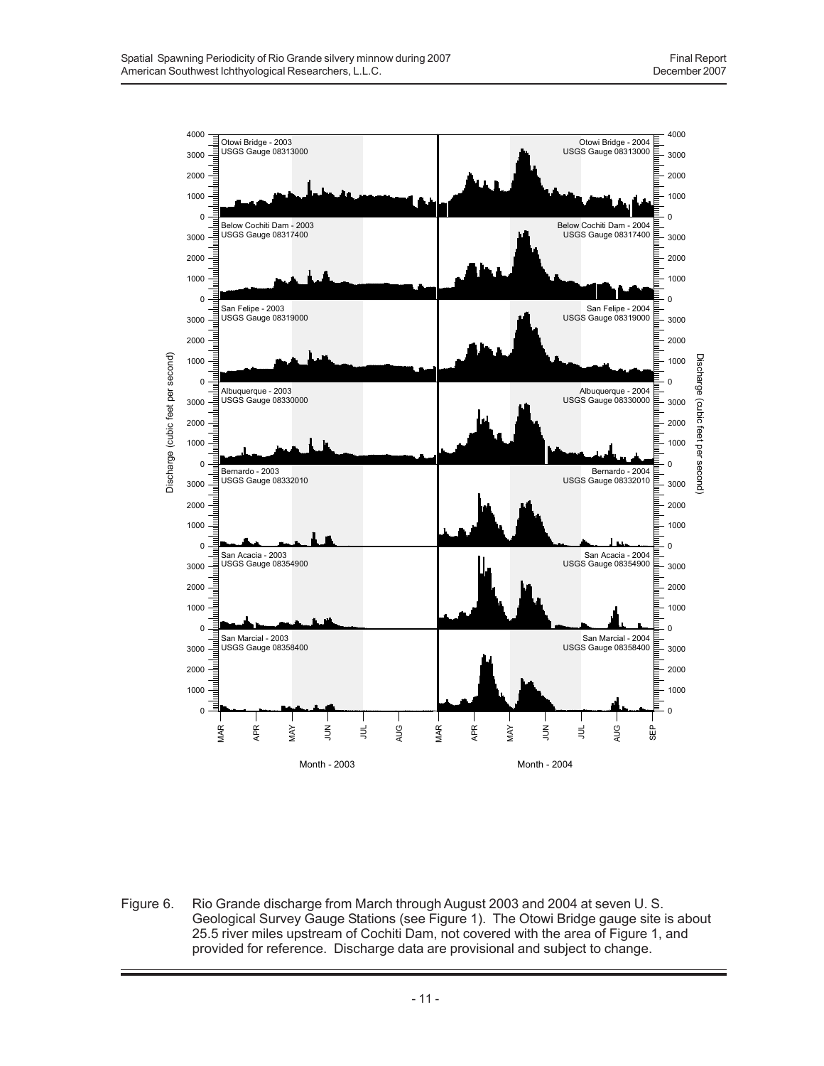Figure 6. Rio Grande discharge from March through August 2003 and 2004 at seven U. S. Geological Survey Gauge Stations (see Figure 1). The Otowi Bridge gauge site is about 25.5 river miles upstream of Cochiti Dam, not covered with the area of Figure 1, and provided for reference. Discharge data are provisional and subject to change.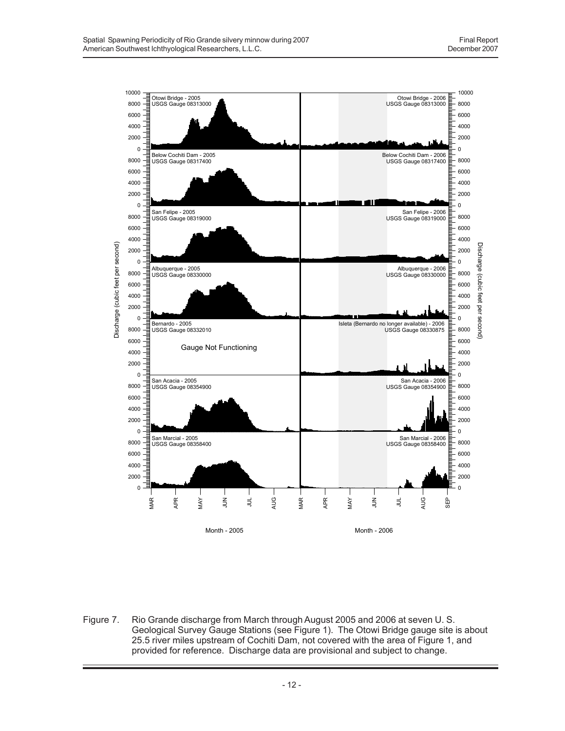Figure 7. Rio Grande discharge from March through August 2005 and 2006 at seven U. S. Geological Survey Gauge Stations (see Figure 1). The Otowi Bridge gauge site is about 25.5 river miles upstream of Cochiti Dam, not covered with the area of Figure 1, and provided for reference. Discharge data are provisional and subject to change.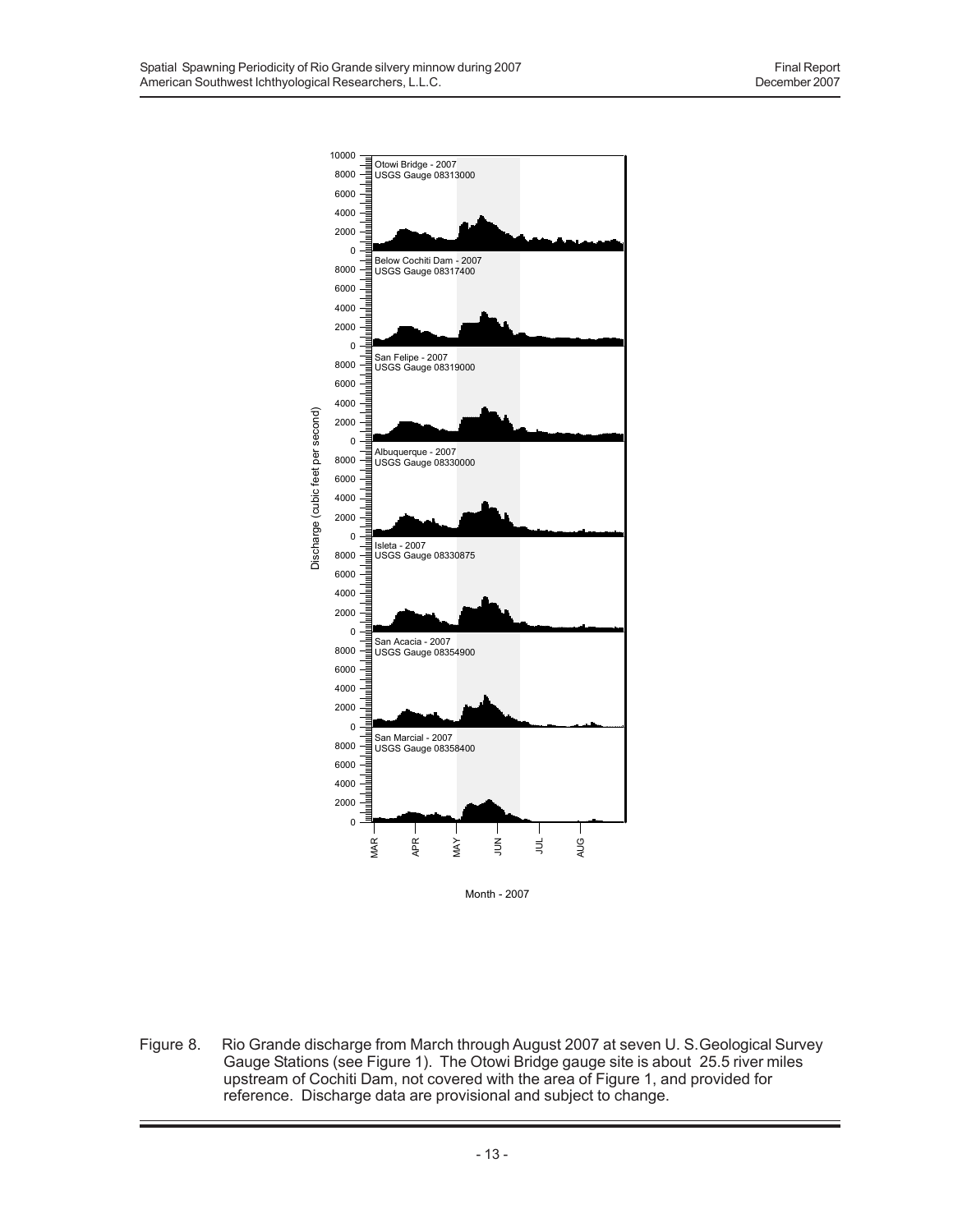Figure 8. Rio Grande discharge from March through August 2007 at seven U. S. Geological Survey Gauge Stations (see Figure 1). The Otowi Bridge gauge site is about 25.5 river miles upstream of Cochiti Dam, not covered with the area of Figure 1, and provided for reference. Discharge data are provisional and subject to change.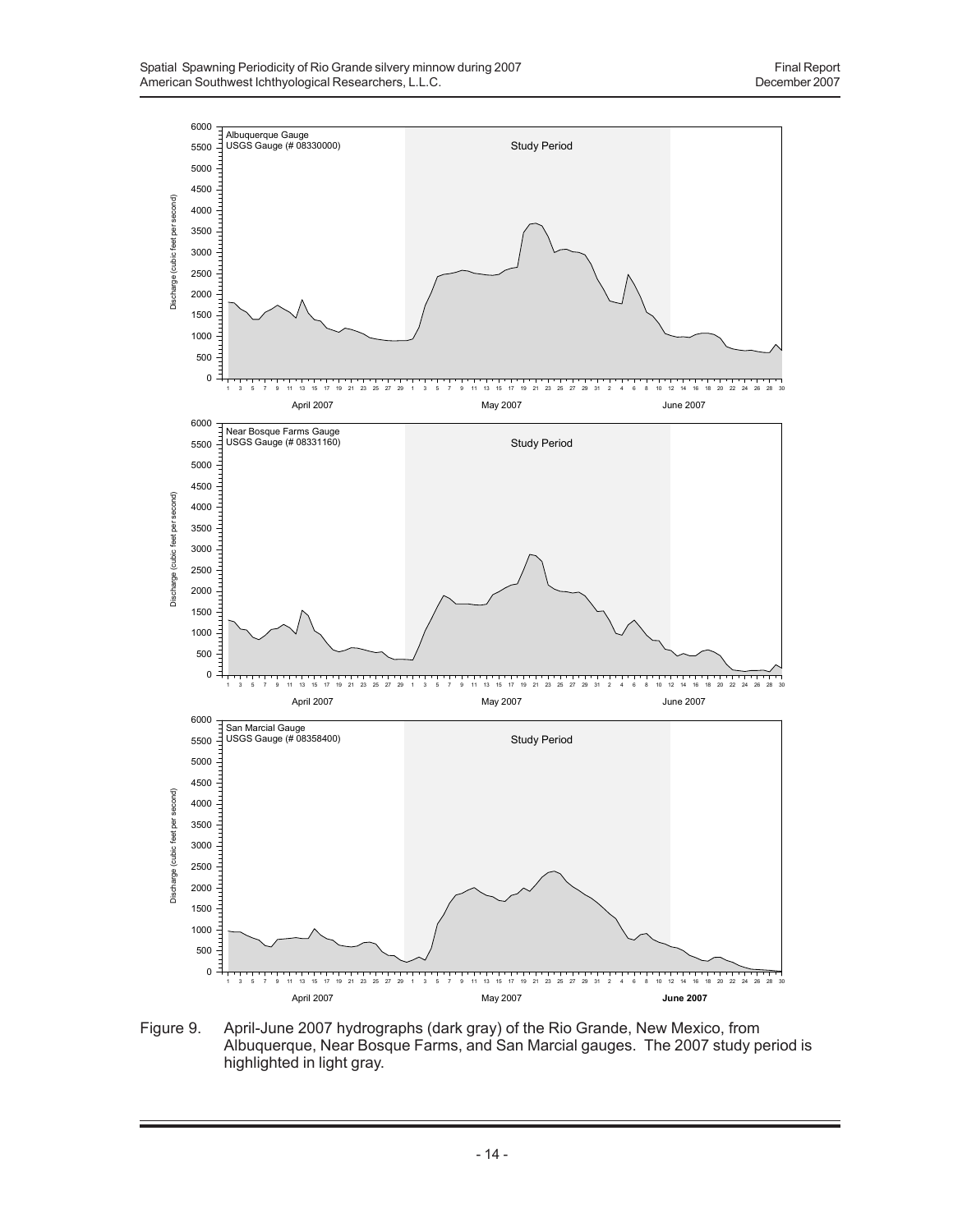Figure 9. April-June 2007 hydrographs (dark gray) of the Rio Grande, New Mexico, from Albuquerque, Near Bosque Farms, and San Marcial gauges. The 2007 study period is highlighted in light gray.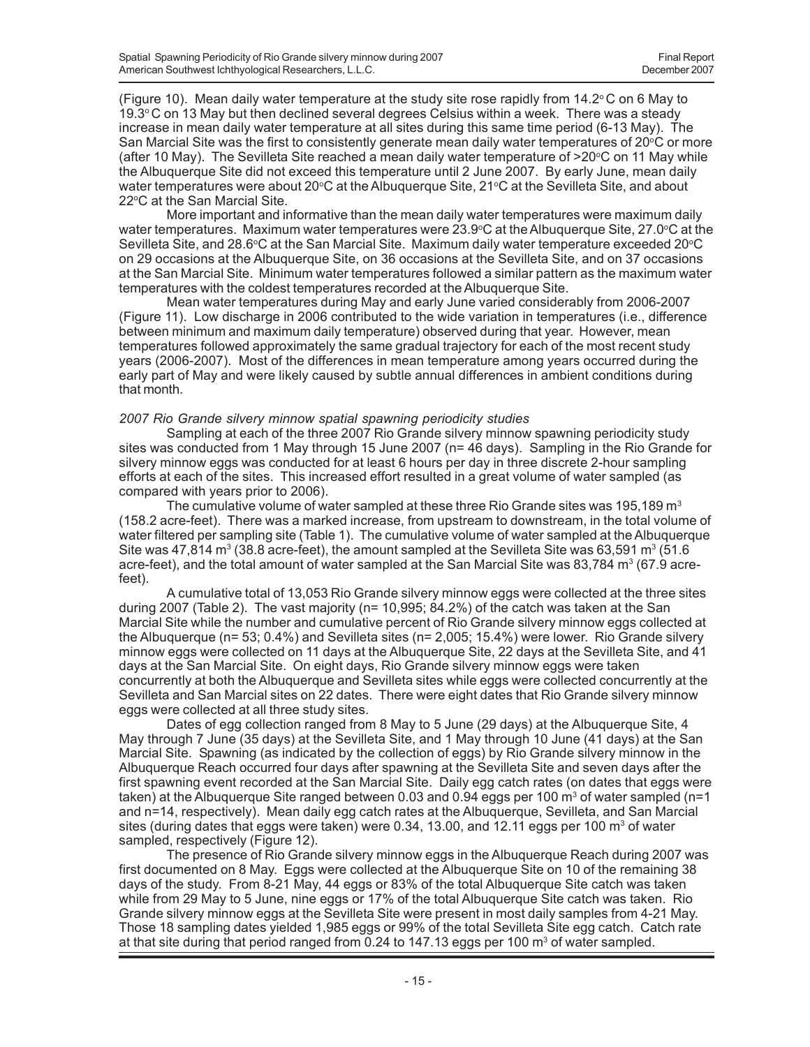(Figure 10). Mean daily water temperature at the study site rose rapidly from 14.2° C on 6 May to 19.3° C on 13 May but then declined several degrees Celsius within a week. There was a steady increase in mean daily water temperature at all sites during this same time period (6-13 May). The San Marcial Site was the first to consistently generate mean daily water temperatures of 20°C or more (after 10 May). The Sevilleta Site reached a mean daily water temperature of >20°C on 11 May while the Albuquerque Site did not exceed this temperature until 2 June 2007. By early June, mean daily water temperatures were about 20°C at the Albuquerque Site, 21°C at the Sevilleta Site, and about 22°C at the San Marcial Site.

More important and informative than the mean daily water temperatures were maximum daily water temperatures. Maximum water temperatures were 23.9°C at the Albuquerque Site, 27.0°C at the Sevilleta Site, and 28.6°C at the San Marcial Site. Maximum daily water temperature exceeded 20°C on 29 occasions at the Albuquerque Site, on 36 occasions at the Sevilleta Site, and on 37 occasions at the San Marcial Site. Minimum water temperatures followed a similar pattern as the maximum water temperatures with the coldest temperatures recorded at the Albuquerque Site.

Mean water temperatures during May and early June varied considerably from 2006-2007 (Figure 11). Low discharge in 2006 contributed to the wide variation in temperatures (i.e., difference between minimum and maximum daily temperature) observed during that year. However, mean temperatures followed approximately the same gradual trajectory for each of the most recent study years (2006-2007). Most of the differences in mean temperature among years occurred during the early part of May and were likely caused by subtle annual differences in ambient conditions during that month.

*2007 Rio Grande silvery minnow spatial spawning periodicity studies*

Sampling at each of the three 2007 Rio Grande silvery minnow spawning periodicity study sites was conducted from 1 May through 15 June 2007 (n= 46 days). Sampling in the Rio Grande for silvery minnow eggs was conducted for at least 6 hours per day in three discrete 2-hour sampling efforts at each of the sites. This increased effort resulted in a great volume of water sampled (as compared with years prior to 2006).

The cumulative volume of water sampled at these three Rio Grande sites was 195,189 $m^3$ (158.2 acre-feet). There was a marked increase, from upstream to downstream, in the total volume of water filtered per sampling site (Table 1). The cumulative volume of water sampled at the Albuquerque Site was 47,814 $m^3$ (38.8 acre-feet), the amount sampled at the Sevilleta Site was 63,591 $m^3$ (51.6 acre-feet), and the total amount of water sampled at the San Marcial Site was 83,784 $m^3$ (67.9 acre-feet).

A cumulative total of 13,053 Rio Grande silvery minnow eggs were collected at the three sites during 2007 (Table 2). The vast majority (n= 10,995; 84.2%) of the catch was taken at the San Marcial Site while the number and cumulative percent of Rio Grande silvery minnow eggs collected at the Albuquerque (n= 53; 0.4%) and Sevilleta sites (n= 2,005; 15.4%) were lower. Rio Grande silvery minnow eggs were collected on 11 days at the Albuquerque Site, 22 days at the Sevilleta Site, and 41 days at the San Marcial Site. On eight days, Rio Grande silvery minnow eggs were taken concurrently at both the Albuquerque and Sevilleta sites while eggs were collected concurrently at the Sevilleta and San Marcial sites on 22 dates. There were eight dates that Rio Grande silvery minnow eggs were collected at all three study sites.

Dates of egg collection ranged from 8 May to 5 June (29 days) at the Albuquerque Site, 4 May through 7 June (35 days) at the Sevilleta Site, and 1 May through 10 June (41 days) at the San Marcial Site. Spawning (as indicated by the collection of eggs) by Rio Grande silvery minnow in the Albuquerque Reach occurred four days after spawning at the Sevilleta Site and seven days after the first spawning event recorded at the San Marcial Site. Daily egg catch rates (on dates that eggs were taken) at the Albuquerque Site ranged between 0.03 and 0.94 eggs per 100 $m^3$ of water sampled (n=1 and n=14, respectively). Mean daily egg catch rates at the Albuquerque, Sevilleta, and San Marcial sites (during dates that eggs were taken) were 0.34, 13.00, and 12.11 eggs per 100 $m^3$ of water sampled, respectively (Figure 12).

The presence of Rio Grande silvery minnow eggs in the Albuquerque Reach during 2007 was first documented on 8 May. Eggs were collected at the Albuquerque Site on 10 of the remaining 38 days of the study. From 8-21 May, 44 eggs or 83% of the total Albuquerque Site catch was taken while from 29 May to 5 June, nine eggs or 17% of the total Albuquerque Site catch was taken. Rio Grande silvery minnow eggs at the Sevilleta Site were present in most daily samples from 4-21 May. Those 18 sampling dates yielded 1,985 eggs or 99% of the total Sevilleta Site egg catch. Catch rate at that site during that period ranged from 0.24 to 147.13 eggs per 100 $m^3$ of water sampled.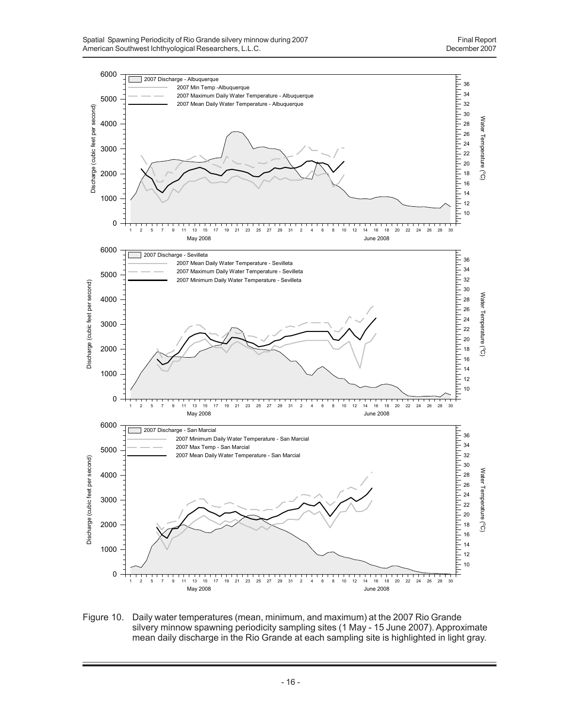Figure 10. Daily water temperatures (mean, minimum, and maximum) at the 2007 Rio Grande silvery minnow spawning periodicity sampling sites (1 May - 15 June 2007). Approximate mean daily discharge in the Rio Grande at each sampling site is highlighted in light gray.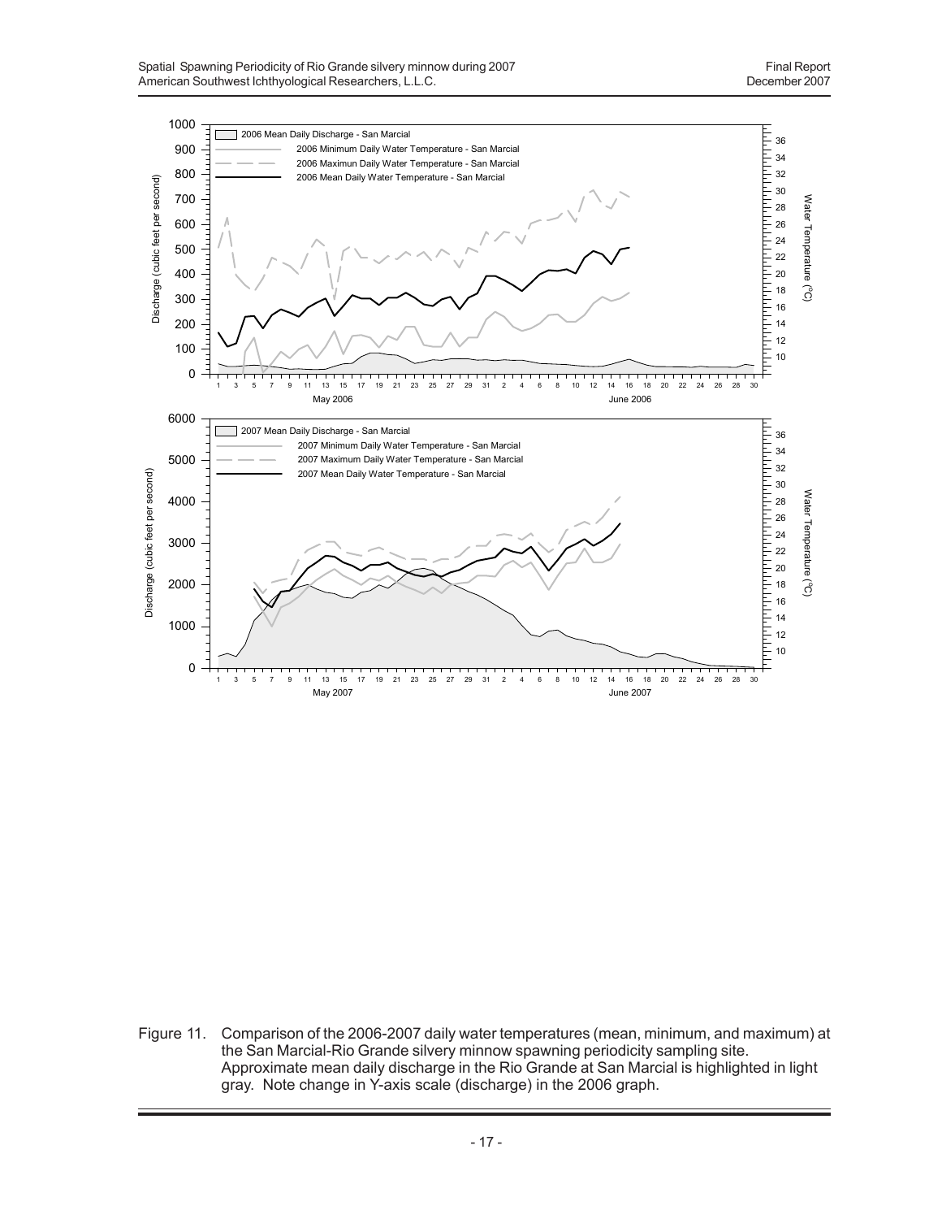Figure 11. Comparison of the 2006-2007 daily water temperatures (mean, minimum, and maximum) at the San Marcial-Rio Grande silvery minnow spawning periodicity sampling site. Approximate mean daily discharge in the Rio Grande at San Marcial is highlighted in light gray. Note change in Y-axis scale (discharge) in the 2006 graph.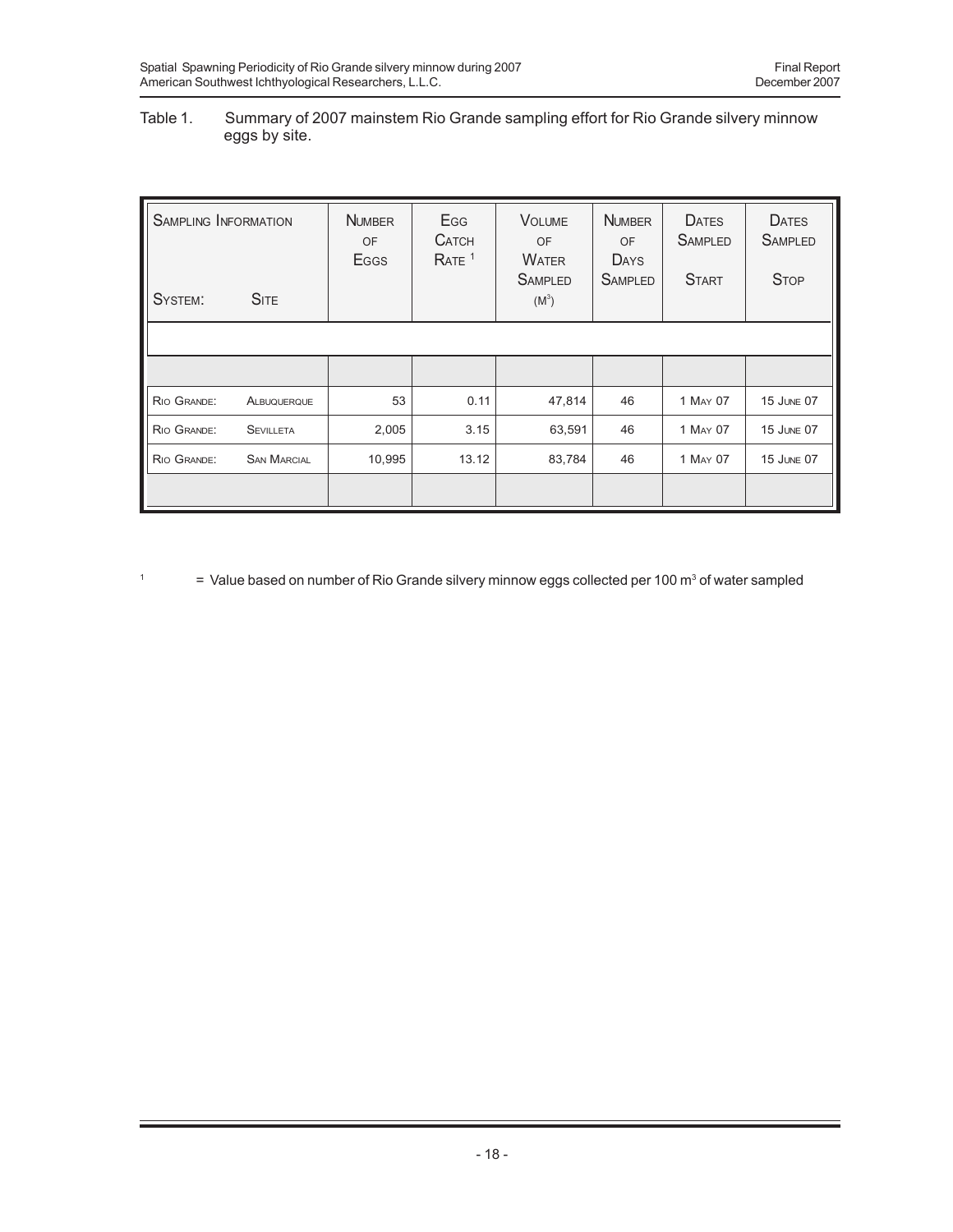Table 1. Summary of 2007 mainstem Rio Grande sampling effort for Rio Grande silvery minnow eggs by site.

| Sampling Information | | Number of Eggs | Egg Catch Rate [1] | Volume of Water Sampled ($M^3$) | Number of Days Sampled | Dates Sampled Start | Dates Sampled Stop |
|---|---|---|---|---|---|---|---|
| System: | Site | | | | | | |
| Rio Grande: | Albuquerque | 53 | 0.11 | 47,814 | 46 | 1 May 07 | 15 June 07 |
| Rio Grande: | Sevilleta | 2,005 | 3.15 | 63,591 | 46 | 1 May 07 | 15 June 07 |
| Rio Grande: | San Marcial | 10,995 | 13.12 | 83,784 | 46 | 1 May 07 | 15 June 07 |

[1] = Value based on number of Rio Grande silvery minnow eggs collected per 100 $m^3$ of water sampled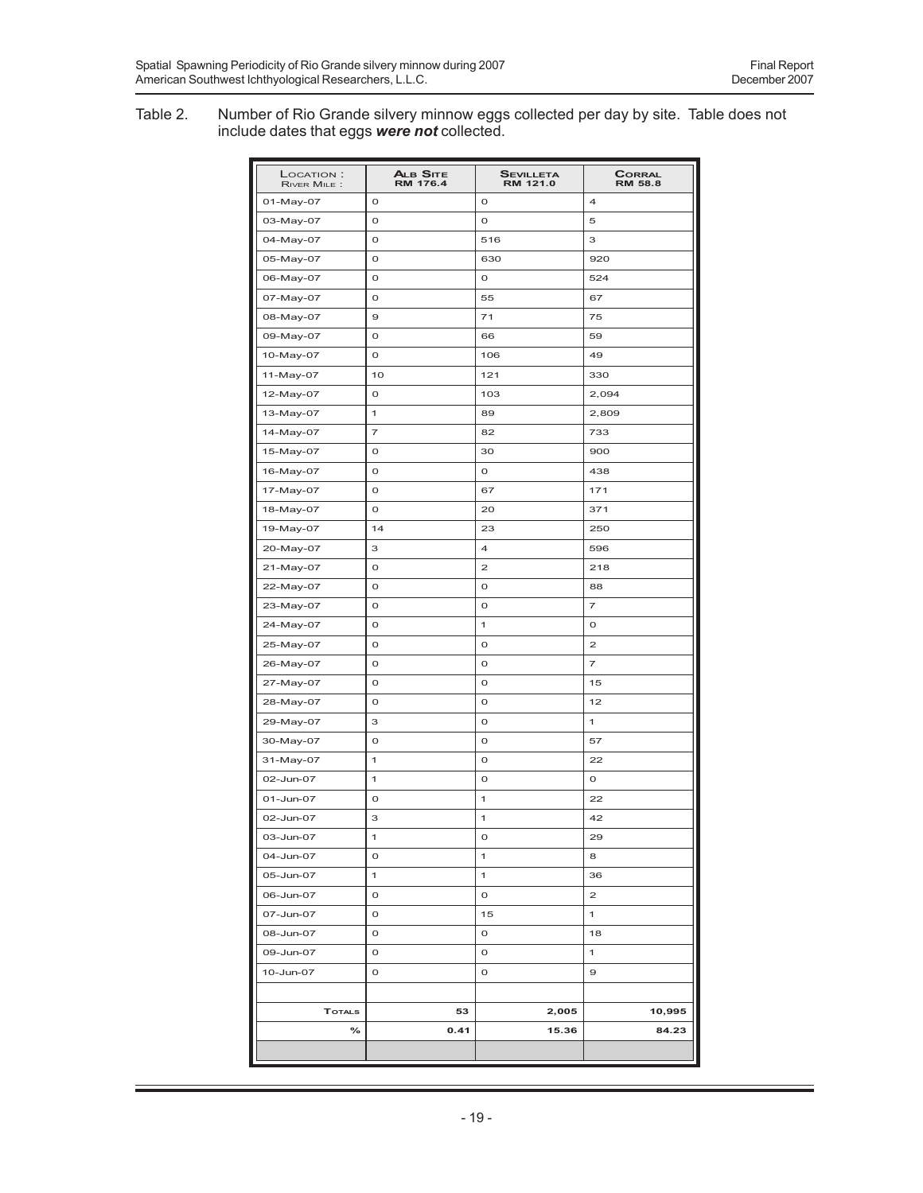Table 2. Number of Rio Grande silvery minnow eggs collected per day by site. Table does not include dates that eggs ***were not*** collected.

| Location : River Mile : | Alb Site RM 176.4 | Sevilleta RM 121.0 | Corral RM 58.8 |
|---|---|---|---|
| 01-May-07 | 0 | 0 | 4 |
| 03-May-07 | 0 | 0 | 5 |
| 04-May-07 | 0 | 516 | 3 |
| 05-May-07 | 0 | 630 | 920 |
| 06-May-07 | 0 | 0 | 524 |
| 07-May-07 | 0 | 55 | 67 |
| 08-May-07 | 9 | 71 | 75 |
| 09-May-07 | 0 | 66 | 59 |
| 10-May-07 | 0 | 106 | 49 |
| 11-May-07 | 10 | 121 | 330 |
| 12-May-07 | 0 | 103 | 2,094 |
| 13-May-07 | 1 | 89 | 2,809 |
| 14-May-07 | 7 | 82 | 733 |
| 15-May-07 | 0 | 30 | 900 |
| 16-May-07 | 0 | 0 | 438 |
| 17-May-07 | 0 | 67 | 171 |
| 18-May-07 | 0 | 20 | 371 |
| 19-May-07 | 14 | 23 | 250 |
| 20-May-07 | 3 | 4 | 596 |
| 21-May-07 | 0 | 2 | 218 |
| 22-May-07 | 0 | 0 | 88 |
| 23-May-07 | 0 | 0 | 7 |
| 24-May-07 | 0 | 1 | 0 |
| 25-May-07 | 0 | 0 | 2 |
| 26-May-07 | 0 | 0 | 7 |
| 27-May-07 | 0 | 0 | 15 |
| 28-May-07 | 0 | 0 | 12 |
| 29-May-07 | 3 | 0 | 1 |
| 30-May-07 | 0 | 0 | 57 |
| 31-May-07 | 1 | 0 | 22 |
| 02-Jun-07 | 1 | 0 | 0 |
| 01-Jun-07 | 0 | 1 | 22 |
| 02-Jun-07 | 3 | 1 | 42 |
| 03-Jun-07 | 1 | 0 | 29 |
| 04-Jun-07 | 0 | 1 | 8 |
| 05-Jun-07 | 1 | 1 | 36 |
| 06-Jun-07 | 0 | 0 | 2 |
| 07-Jun-07 | 0 | 15 | 1 |
| 08-Jun-07 | 0 | 0 | 18 |
| 09-Jun-07 | 0 | 0 | 1 |
| 10-Jun-07 | 0 | 0 | 9 |
| | | | |
| Totals | 53 | 2,005 | 10,995 |
| % | 0.41 | 15.36 | 84.23 |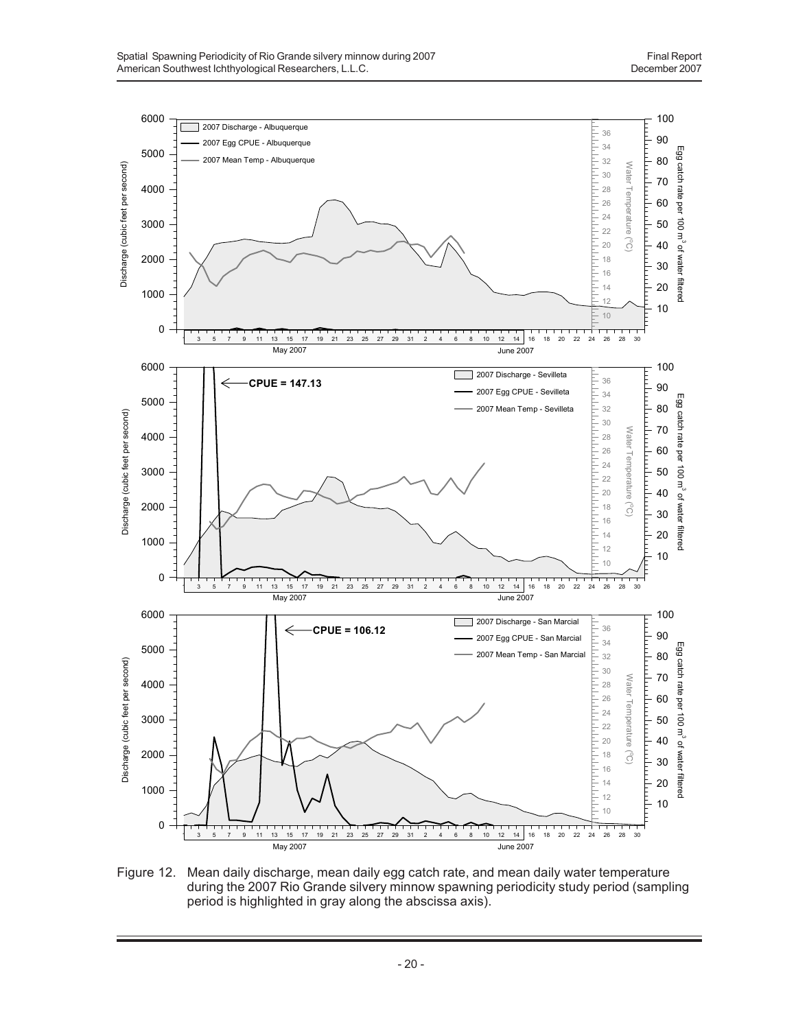Figure 12. Mean daily discharge, mean daily egg catch rate, and mean daily water temperature during the 2007 Rio Grande silvery minnow spawning periodicity study period (sampling period is highlighted in gray along the abscissa axis).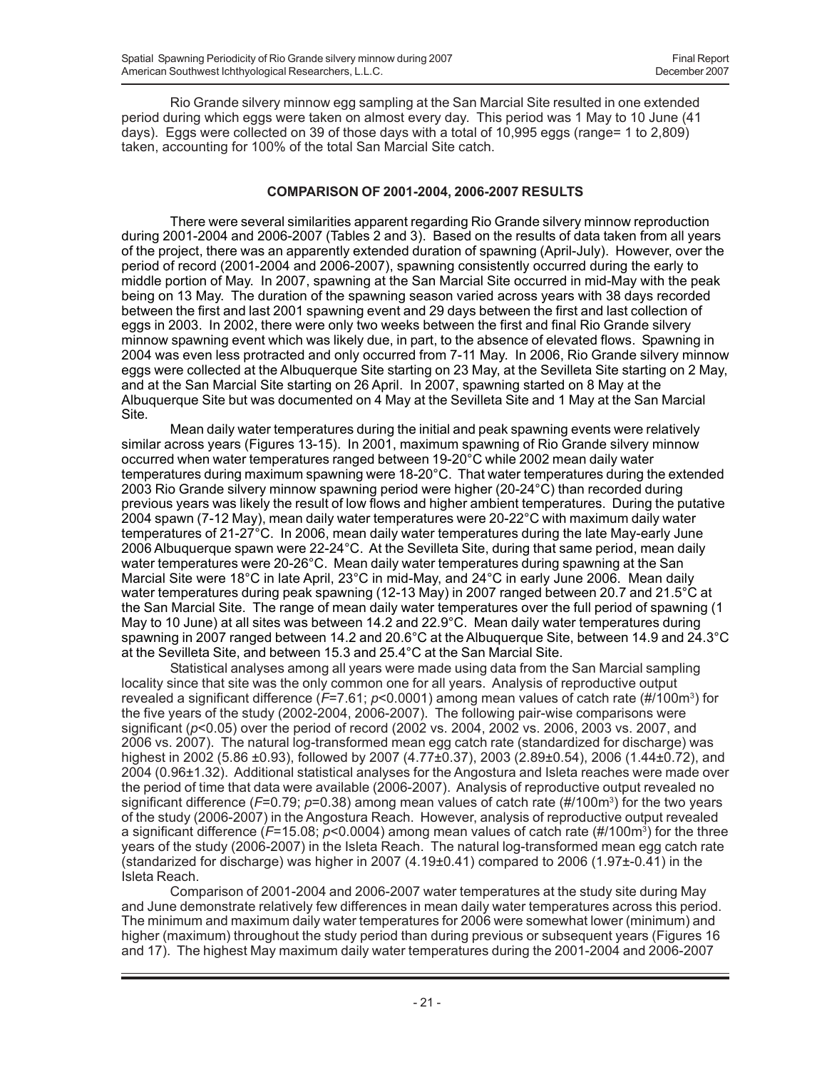Rio Grande silvery minnow egg sampling at the San Marcial Site resulted in one extended period during which eggs were taken on almost every day. This period was 1 May to 10 June (41 days). Eggs were collected on 39 of those days with a total of 10,995 eggs (range= 1 to 2,809) taken, accounting for 100% of the total San Marcial Site catch.

## COMPARISON OF 2001-2004, 2006-2007 RESULTS

There were several similarities apparent regarding Rio Grande silvery minnow reproduction during 2001-2004 and 2006-2007 (Tables 2 and 3). Based on the results of data taken from all years of the project, there was an apparently extended duration of spawning (April-July). However, over the period of record (2001-2004 and 2006-2007), spawning consistently occurred during the early to middle portion of May. In 2007, spawning at the San Marcial Site occurred in mid-May with the peak being on 13 May. The duration of the spawning season varied across years with 38 days recorded between the first and last 2001 spawning event and 29 days between the first and last collection of eggs in 2003. In 2002, there were only two weeks between the first and final Rio Grande silvery minnow spawning event which was likely due, in part, to the absence of elevated flows. Spawning in 2004 was even less protracted and only occurred from 7-11 May. In 2006, Rio Grande silvery minnow eggs were collected at the Albuquerque Site starting on 23 May, at the Sevilleta Site starting on 2 May, and at the San Marcial Site starting on 26 April. In 2007, spawning started on 8 May at the Albuquerque Site but was documented on 4 May at the Sevilleta Site and 1 May at the San Marcial Site.

Mean daily water temperatures during the initial and peak spawning events were relatively similar across years (Figures 13-15). In 2001, maximum spawning of Rio Grande silvery minnow occurred when water temperatures ranged between 19-20°C while 2002 mean daily water temperatures during maximum spawning were 18-20°C. That water temperatures during the extended 2003 Rio Grande silvery minnow spawning period were higher (20-24°C) than recorded during previous years was likely the result of low flows and higher ambient temperatures. During the putative 2004 spawn (7-12 May), mean daily water temperatures were 20-22°C with maximum daily water temperatures of 21-27°C. In 2006, mean daily water temperatures during the late May-early June 2006 Albuquerque spawn were 22-24°C. At the Sevilleta Site, during that same period, mean daily water temperatures were 20-26°C. Mean daily water temperatures during spawning at the San Marcial Site were 18°C in late April, 23°C in mid-May, and 24°C in early June 2006. Mean daily water temperatures during peak spawning (12-13 May) in 2007 ranged between 20.7 and 21.5°C at the San Marcial Site. The range of mean daily water temperatures over the full period of spawning (1 May to 10 June) at all sites was between 14.2 and 22.9°C. Mean daily water temperatures during spawning in 2007 ranged between 14.2 and 20.6°C at the Albuquerque Site, between 14.9 and 24.3°C at the Sevilleta Site, and between 15.3 and 25.4°C at the San Marcial Site.

Statistical analyses among all years were made using data from the San Marcial sampling locality since that site was the only common one for all years. Analysis of reproductive output revealed a significant difference ($F$=7.61; $p$<0.0001) among mean values of catch rate (#/100m$^3$) for the five years of the study (2002-2004, 2006-2007). The following pair-wise comparisons were significant ($p$<0.05) over the period of record (2002 vs. 2004, 2002 vs. 2006, 2003 vs. 2007, and 2006 vs. 2007). The natural log-transformed mean egg catch rate (standardized for discharge) was highest in 2002 (5.86 ±0.93), followed by 2007 (4.77±0.37), 2003 (2.89±0.54), 2006 (1.44±0.72), and 2004 (0.96±1.32). Additional statistical analyses for the Angostura and Isleta reaches were made over the period of time that data were available (2006-2007). Analysis of reproductive output revealed no significant difference ($F$=0.79; $p$=0.38) among mean values of catch rate (#/100m$^3$) for the two years of the study (2006-2007) in the Angostura Reach. However, analysis of reproductive output revealed a significant difference ($F$=15.08; $p$<0.0004) among mean values of catch rate (#/100m$^3$) for the three years of the study (2006-2007) in the Isleta Reach. The natural log-transformed mean egg catch rate (standarized for discharge) was higher in 2007 (4.19±0.41) compared to 2006 (1.97±-0.41) in the Isleta Reach.

Comparison of 2001-2004 and 2006-2007 water temperatures at the study site during May and June demonstrate relatively few differences in mean daily water temperatures across this period. The minimum and maximum daily water temperatures for 2006 were somewhat lower (minimum) and higher (maximum) throughout the study period than during previous or subsequent years (Figures 16 and 17). The highest May maximum daily water temperatures during the 2001-2004 and 2006-2007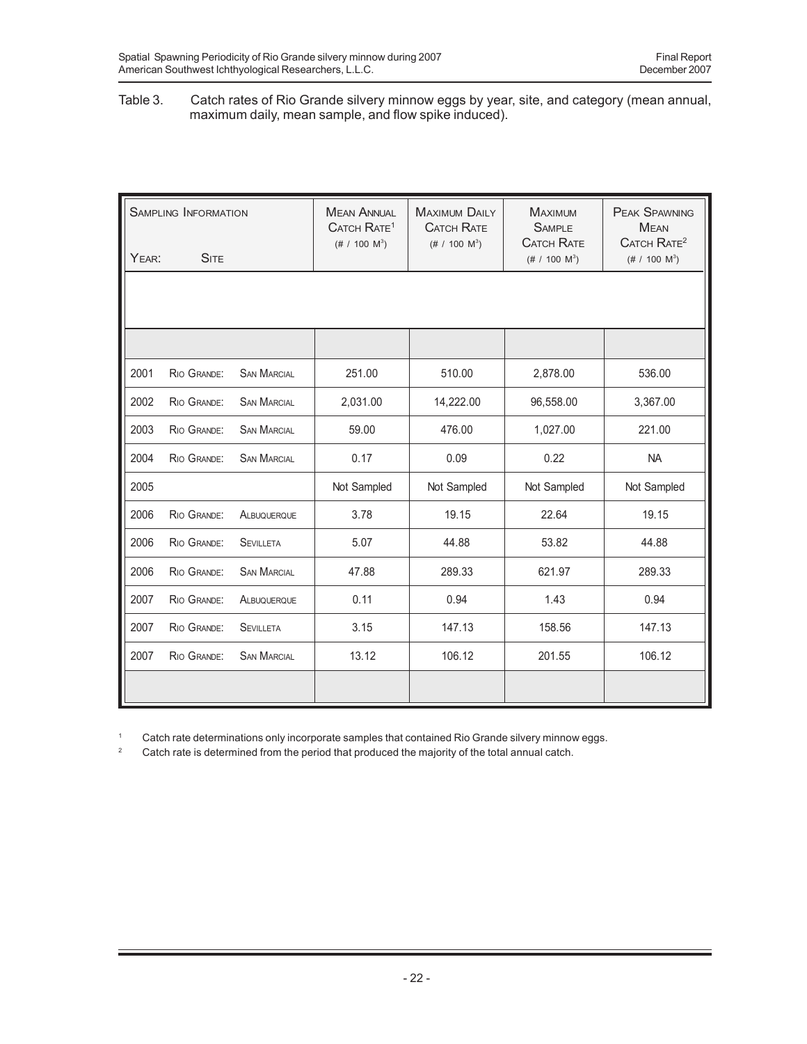Table 3. Catch rates of Rio Grande silvery minnow eggs by year, site, and category (mean annual, maximum daily, mean sample, and flow spike induced).

| Year: | Site | | Mean Annual Catch Rate[1] (# / 100 $M^3$) | Maximum Daily Catch Rate (# / 100 $M^3$) | Maximum Sample Catch Rate (# / 100 $M^3$) | Peak Spawning Mean Catch Rate[2] (# / 100 $M^3$) |
|---|---|---|---|---|---|---|
| 2001 | Rio Grande: | San Marcial | 251.00 | 510.00 | 2,878.00 | 536.00 |
| 2002 | Rio Grande: | San Marcial | 2,031.00 | 14,222.00 | 96,558.00 | 3,367.00 |
| 2003 | Rio Grande: | San Marcial | 59.00 | 476.00 | 1,027.00 | 221.00 |
| 2004 | Rio Grande: | San Marcial | 0.17 | 0.09 | 0.22 | NA |
| 2005 | | | Not Sampled | Not Sampled | Not Sampled | Not Sampled |
| 2006 | Rio Grande: | Albuquerque | 3.78 | 19.15 | 22.64 | 19.15 |
| 2006 | Rio Grande: | Sevilleta | 5.07 | 44.88 | 53.82 | 44.88 |
| 2006 | Rio Grande: | San Marcial | 47.88 | 289.33 | 621.97 | 289.33 |
| 2007 | Rio Grande: | Albuquerque | 0.11 | 0.94 | 1.43 | 0.94 |
| 2007 | Rio Grande: | Sevilleta | 3.15 | 147.13 | 158.56 | 147.13 |
| 2007 | Rio Grande: | San Marcial | 13.12 | 106.12 | 201.55 | 106.12 |

[1] Catch rate determinations only incorporate samples that contained Rio Grande silvery minnow eggs.

[2] Catch rate is determined from the period that produced the majority of the total annual catch.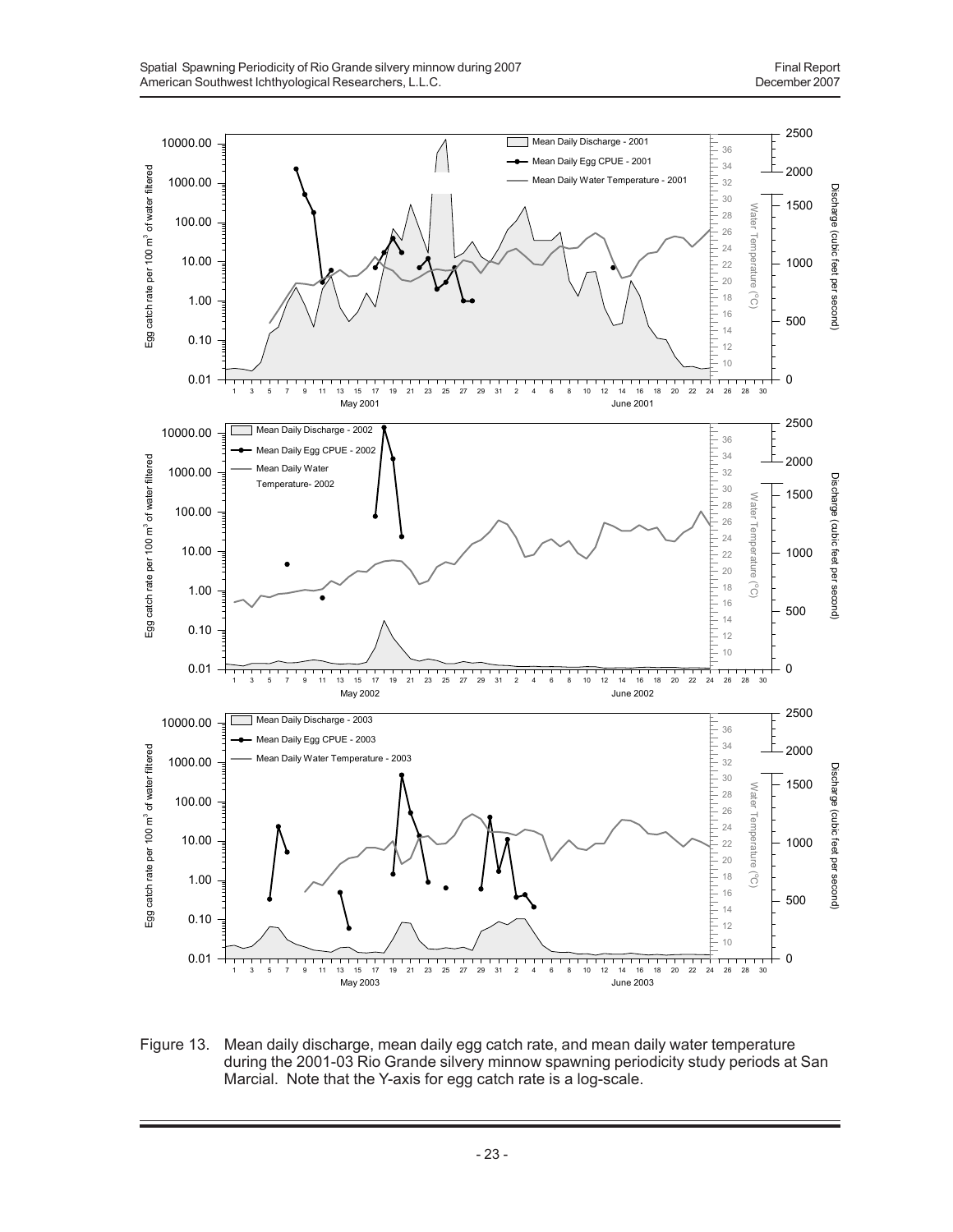Figure 13. Mean daily discharge, mean daily egg catch rate, and mean daily water temperature during the 2001-03 Rio Grande silvery minnow spawning periodicity study periods at San Marcial. Note that the Y-axis for egg catch rate is a log-scale.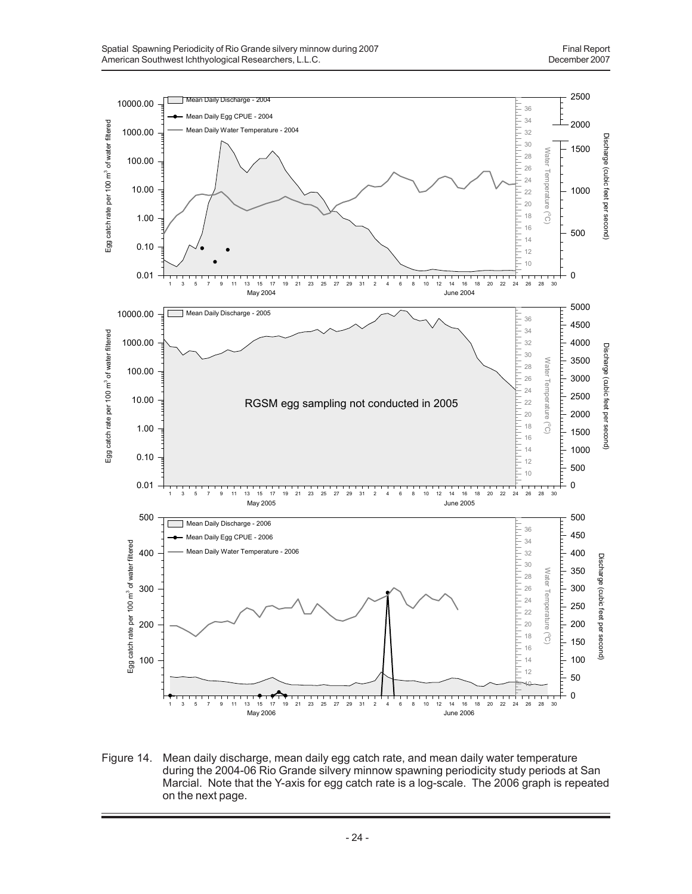Figure 14. Mean daily discharge, mean daily egg catch rate, and mean daily water temperature during the 2004-06 Rio Grande silvery minnow spawning periodicity study periods at San Marcial. Note that the Y-axis for egg catch rate is a log-scale. The 2006 graph is repeated on the next page.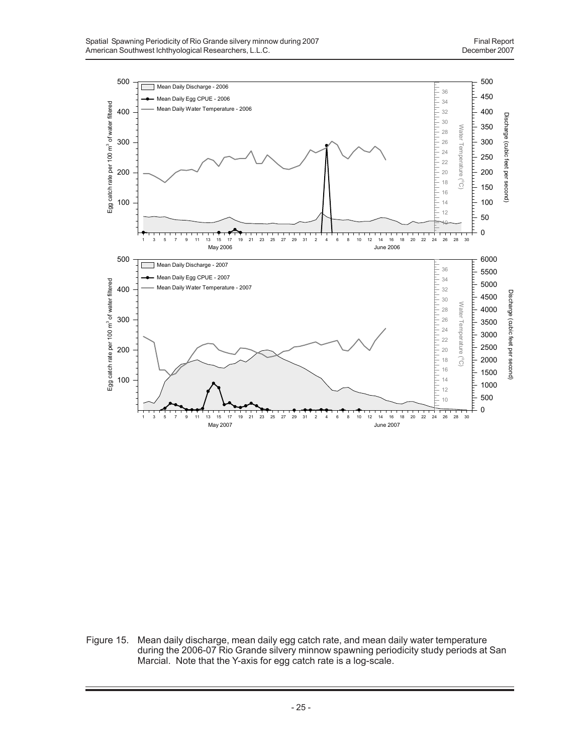Figure 15. Mean daily discharge, mean daily egg catch rate, and mean daily water temperature during the 2006-07 Rio Grande silvery minnow spawning periodicity study periods at San Marcial. Note that the Y-axis for egg catch rate is a log-scale.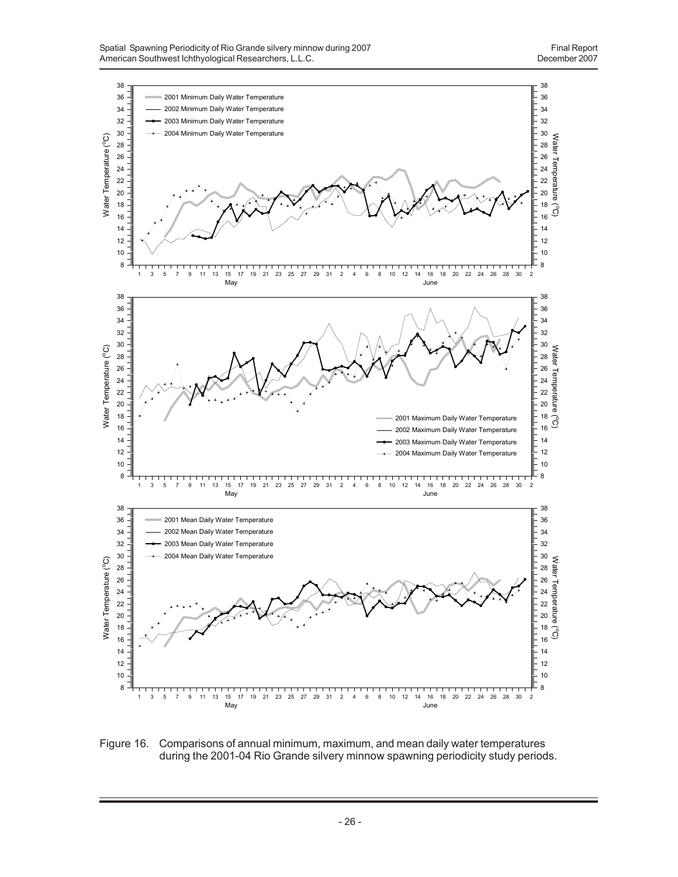Figure 16. Comparisons of annual minimum, maximum, and mean daily water temperatures during the 2001-04 Rio Grande silvery minnow spawning periodicity study periods.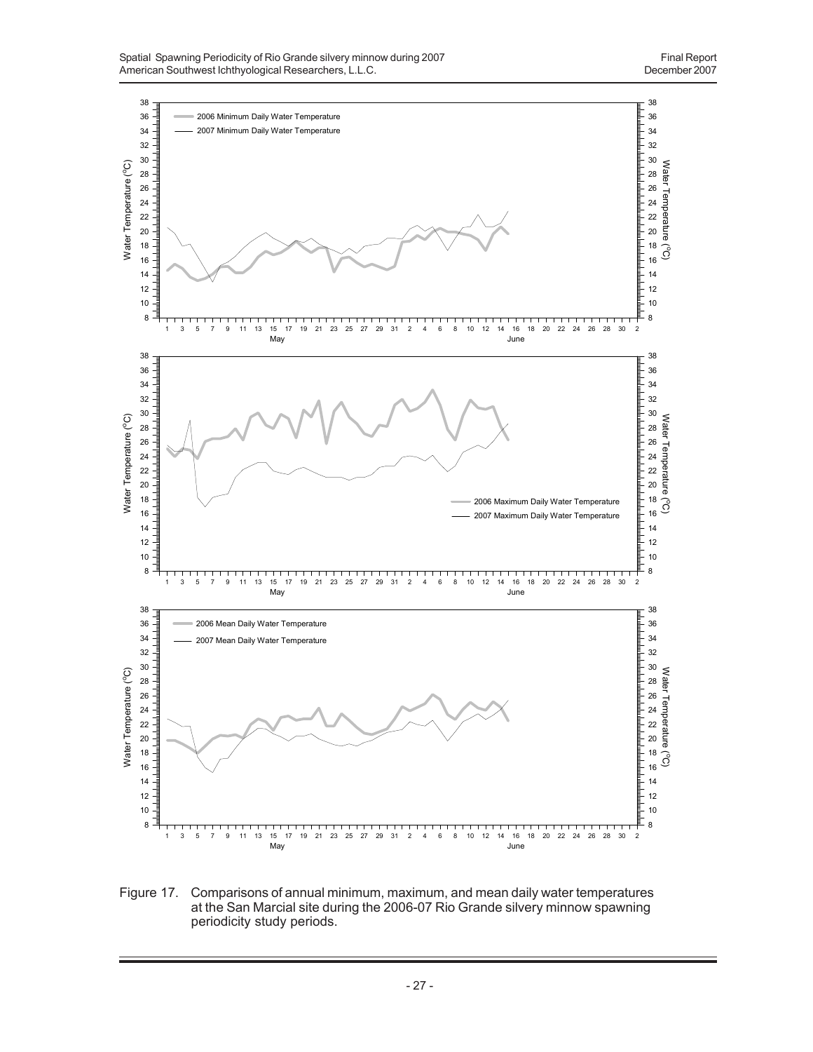Figure 17. Comparisons of annual minimum, maximum, and mean daily water temperatures at the San Marcial site during the 2006-07 Rio Grande silvery minnow spawning periodicity study periods.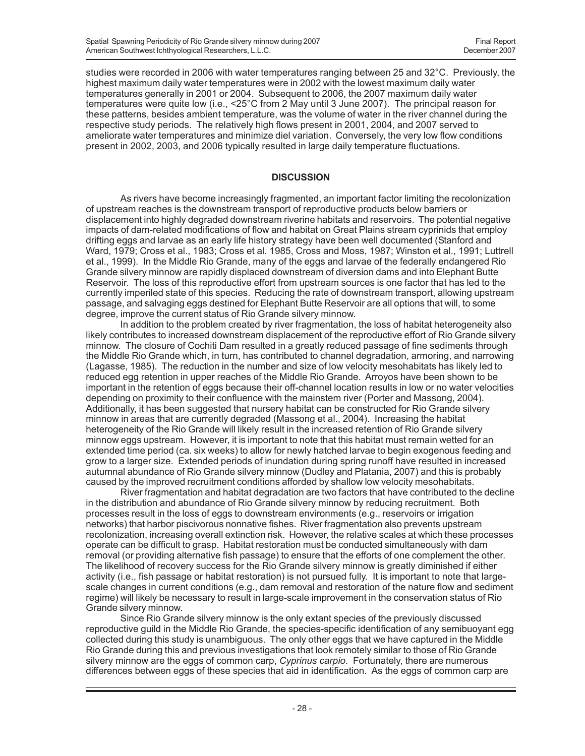studies were recorded in 2006 with water temperatures ranging between 25 and 32°C. Previously, the highest maximum daily water temperatures were in 2002 with the lowest maximum daily water temperatures generally in 2001 or 2004. Subsequent to 2006, the 2007 maximum daily water temperatures were quite low (i.e., <25°C from 2 May until 3 June 2007). The principal reason for these patterns, besides ambient temperature, was the volume of water in the river channel during the respective study periods. The relatively high flows present in 2001, 2004, and 2007 served to ameliorate water temperatures and minimize diel variation. Conversely, the very low flow conditions present in 2002, 2003, and 2006 typically resulted in large daily temperature fluctuations.

## DISCUSSION

As rivers have become increasingly fragmented, an important factor limiting the recolonization of upstream reaches is the downstream transport of reproductive products below barriers or displacement into highly degraded downstream riverine habitats and reservoirs. The potential negative impacts of dam-related modifications of flow and habitat on Great Plains stream cyprinids that employ drifting eggs and larvae as an early life history strategy have been well documented (Stanford and Ward, 1979; Cross et al., 1983; Cross et al. 1985, Cross and Moss, 1987; Winston et al., 1991; Luttrell et al., 1999). In the Middle Rio Grande, many of the eggs and larvae of the federally endangered Rio Grande silvery minnow are rapidly displaced downstream of diversion dams and into Elephant Butte Reservoir. The loss of this reproductive effort from upstream sources is one factor that has led to the currently imperiled state of this species. Reducing the rate of downstream transport, allowing upstream passage, and salvaging eggs destined for Elephant Butte Reservoir are all options that will, to some degree, improve the current status of Rio Grande silvery minnow.

In addition to the problem created by river fragmentation, the loss of habitat heterogeneity also likely contributes to increased downstream displacement of the reproductive effort of Rio Grande silvery minnow. The closure of Cochiti Dam resulted in a greatly reduced passage of fine sediments through the Middle Rio Grande which, in turn, has contributed to channel degradation, armoring, and narrowing (Lagasse, 1985). The reduction in the number and size of low velocity mesohabitats has likely led to reduced egg retention in upper reaches of the Middle Rio Grande. Arroyos have been shown to be important in the retention of eggs because their off-channel location results in low or no water velocities depending on proximity to their confluence with the mainstem river (Porter and Massong, 2004). Additionally, it has been suggested that nursery habitat can be constructed for Rio Grande silvery minnow in areas that are currently degraded (Massong et al., 2004). Increasing the habitat heterogeneity of the Rio Grande will likely result in the increased retention of Rio Grande silvery minnow eggs upstream. However, it is important to note that this habitat must remain wetted for an extended time period (ca. six weeks) to allow for newly hatched larvae to begin exogenous feeding and grow to a larger size. Extended periods of inundation during spring runoff have resulted in increased autumnal abundance of Rio Grande silvery minnow (Dudley and Platania, 2007) and this is probably caused by the improved recruitment conditions afforded by shallow low velocity mesohabitats.

River fragmentation and habitat degradation are two factors that have contributed to the decline in the distribution and abundance of Rio Grande silvery minnow by reducing recruitment. Both processes result in the loss of eggs to downstream environments (e.g., reservoirs or irrigation networks) that harbor piscivorous nonnative fishes. River fragmentation also prevents upstream recolonization, increasing overall extinction risk. However, the relative scales at which these processes operate can be difficult to grasp. Habitat restoration must be conducted simultaneously with dam removal (or providing alternative fish passage) to ensure that the efforts of one complement the other. The likelihood of recovery success for the Rio Grande silvery minnow is greatly diminished if either activity (i.e., fish passage or habitat restoration) is not pursued fully. It is important to note that large-scale changes in current conditions (e.g., dam removal and restoration of the nature flow and sediment regime) will likely be necessary to result in large-scale improvement in the conservation status of Rio Grande silvery minnow.

Since Rio Grande silvery minnow is the only extant species of the previously discussed reproductive guild in the Middle Rio Grande, the species-specific identification of any semibuoyant egg collected during this study is unambiguous. The only other eggs that we have captured in the Middle Rio Grande during this and previous investigations that look remotely similar to those of Rio Grande silvery minnow are the eggs of common carp, *Cyprinus carpio*. Fortunately, there are numerous differences between eggs of these species that aid in identification. As the eggs of common carp are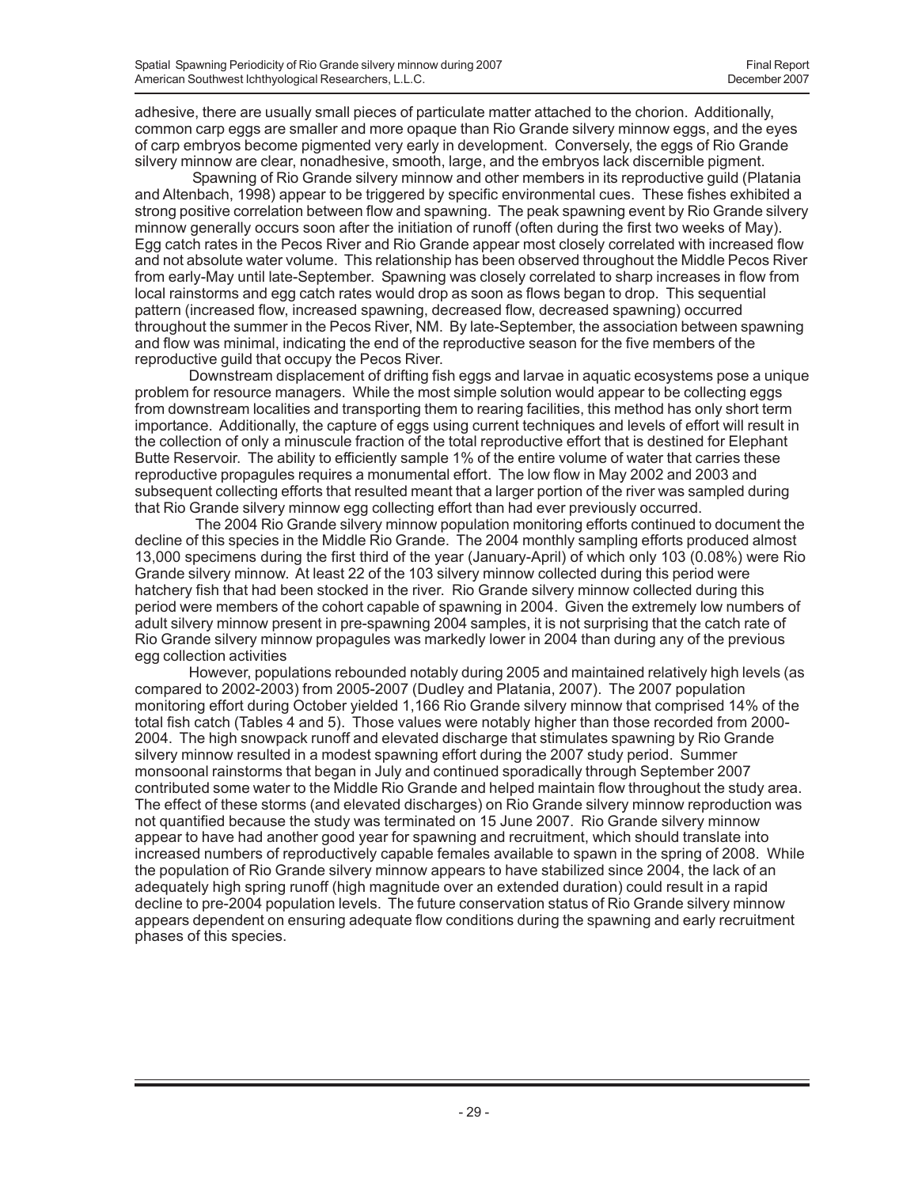adhesive, there are usually small pieces of particulate matter attached to the chorion. Additionally, common carp eggs are smaller and more opaque than Rio Grande silvery minnow eggs, and the eyes of carp embryos become pigmented very early in development. Conversely, the eggs of Rio Grande silvery minnow are clear, nonadhesive, smooth, large, and the embryos lack discernible pigment.

Spawning of Rio Grande silvery minnow and other members in its reproductive guild (Platania and Altenbach, 1998) appear to be triggered by specific environmental cues. These fishes exhibited a strong positive correlation between flow and spawning. The peak spawning event by Rio Grande silvery minnow generally occurs soon after the initiation of runoff (often during the first two weeks of May). Egg catch rates in the Pecos River and Rio Grande appear most closely correlated with increased flow and not absolute water volume. This relationship has been observed throughout the Middle Pecos River from early-May until late-September. Spawning was closely correlated to sharp increases in flow from local rainstorms and egg catch rates would drop as soon as flows began to drop. This sequential pattern (increased flow, increased spawning, decreased flow, decreased spawning) occurred throughout the summer in the Pecos River, NM. By late-September, the association between spawning and flow was minimal, indicating the end of the reproductive season for the five members of the reproductive guild that occupy the Pecos River.

Downstream displacement of drifting fish eggs and larvae in aquatic ecosystems pose a unique problem for resource managers. While the most simple solution would appear to be collecting eggs from downstream localities and transporting them to rearing facilities, this method has only short term importance. Additionally, the capture of eggs using current techniques and levels of effort will result in the collection of only a minuscule fraction of the total reproductive effort that is destined for Elephant Butte Reservoir. The ability to efficiently sample 1% of the entire volume of water that carries these reproductive propagules requires a monumental effort. The low flow in May 2002 and 2003 and subsequent collecting efforts that resulted meant that a larger portion of the river was sampled during that Rio Grande silvery minnow egg collecting effort than had ever previously occurred.

The 2004 Rio Grande silvery minnow population monitoring efforts continued to document the decline of this species in the Middle Rio Grande. The 2004 monthly sampling efforts produced almost 13,000 specimens during the first third of the year (January-April) of which only 103 (0.08%) were Rio Grande silvery minnow. At least 22 of the 103 silvery minnow collected during this period were hatchery fish that had been stocked in the river. Rio Grande silvery minnow collected during this period were members of the cohort capable of spawning in 2004. Given the extremely low numbers of adult silvery minnow present in pre-spawning 2004 samples, it is not surprising that the catch rate of Rio Grande silvery minnow propagules was markedly lower in 2004 than during any of the previous egg collection activities

However, populations rebounded notably during 2005 and maintained relatively high levels (as compared to 2002-2003) from 2005-2007 (Dudley and Platania, 2007). The 2007 population monitoring effort during October yielded 1,166 Rio Grande silvery minnow that comprised 14% of the total fish catch (Tables 4 and 5). Those values were notably higher than those recorded from 2000-2004. The high snowpack runoff and elevated discharge that stimulates spawning by Rio Grande silvery minnow resulted in a modest spawning effort during the 2007 study period. Summer monsoonal rainstorms that began in July and continued sporadically through September 2007 contributed some water to the Middle Rio Grande and helped maintain flow throughout the study area. The effect of these storms (and elevated discharges) on Rio Grande silvery minnow reproduction was not quantified because the study was terminated on 15 June 2007. Rio Grande silvery minnow appear to have had another good year for spawning and recruitment, which should translate into increased numbers of reproductively capable females available to spawn in the spring of 2008. While the population of Rio Grande silvery minnow appears to have stabilized since 2004, the lack of an adequately high spring runoff (high magnitude over an extended duration) could result in a rapid decline to pre-2004 population levels. The future conservation status of Rio Grande silvery minnow appears dependent on ensuring adequate flow conditions during the spawning and early recruitment phases of this species.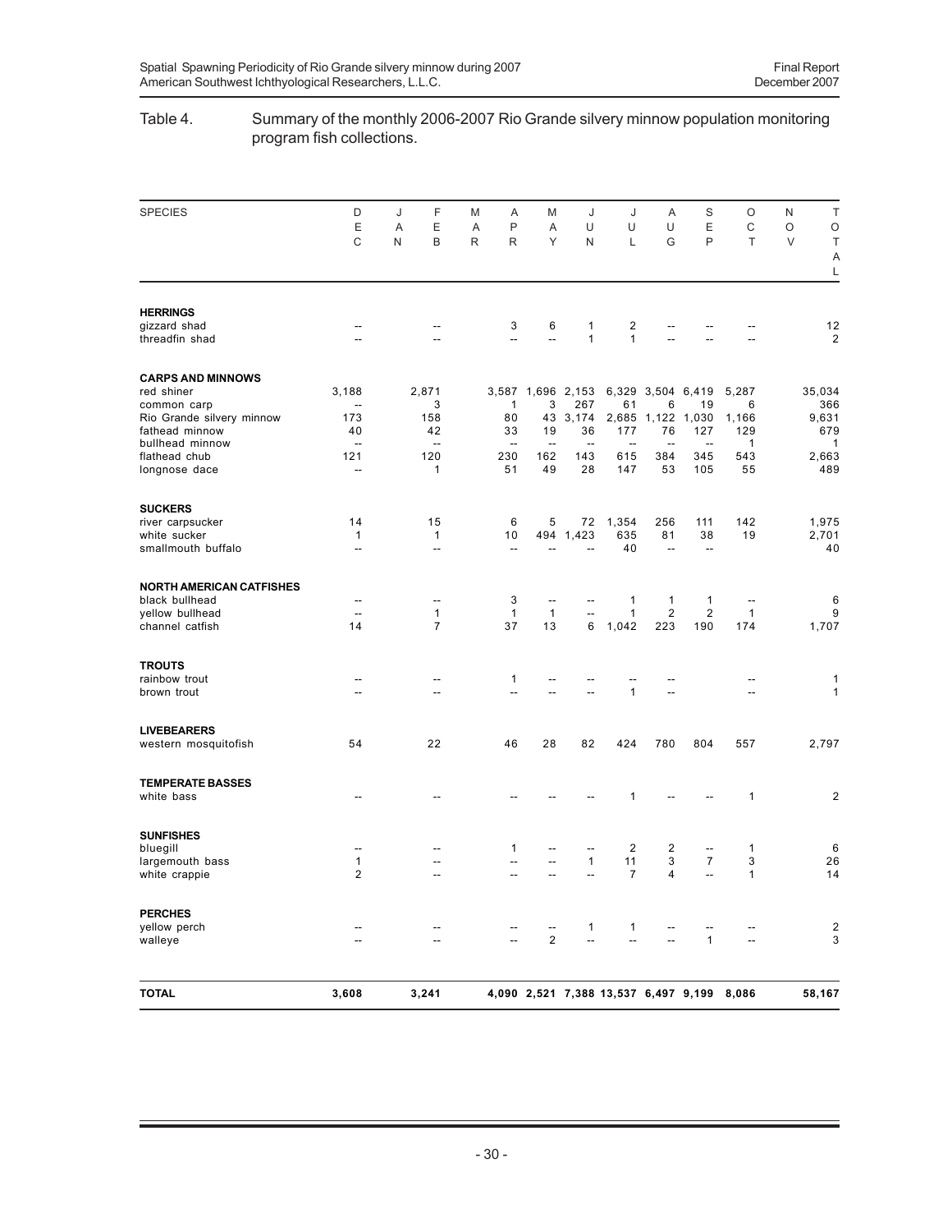Table 4. Summary of the monthly 2006-2007 Rio Grande silvery minnow population monitoring program fish collections.

| SPECIES | DEC | JAN | FEB | MAR | APR | MAY | JUN | JUL | AUG | SEP | OCT | NOV | TOTAL |
|---|---|---|---|---|---|---|---|---|---|---|---|---|---|
| **HERRINGS** | | | | | | | | | | | | | |
| gizzard shad | -- | | -- | | 3 | 6 | 1 | 2 | -- | -- | -- | | 12 |
| threadfin shad | -- | | -- | | -- | -- | 1 | 1 | -- | -- | -- | | 2 |
| **CARPS AND MINNOWS** | | | | | | | | | | | | | |
| red shiner | 3,188 | | 2,871 | | 3,587 | 1,696 | 2,153 | 6,329 | 3,504 | 6,419 | 5,287 | | 35,034 |
| common carp | -- | | 3 | | 1 | 3 | 267 | 61 | 6 | 19 | 6 | | 366 |
| Rio Grande silvery minnow | 173 | | 158 | | 80 | 43 | 3,174 | 2,685 | 1,122 | 1,030 | 1,166 | | 9,631 |
| fathead minnow | 40 | | 42 | | 33 | 19 | 36 | 177 | 76 | 127 | 129 | | 679 |
| bullhead minnow | -- | | -- | | -- | -- | -- | -- | -- | -- | 1 | | 1 |
| flathead chub | 121 | | 120 | | 230 | 162 | 143 | 615 | 384 | 345 | 543 | | 2,663 |
| longnose dace | -- | | 1 | | 51 | 49 | 28 | 147 | 53 | 105 | 55 | | 489 |
| **SUCKERS** | | | | | | | | | | | | | |
| river carpsucker | 14 | | 15 | | 6 | 5 | 72 | 1,354 | 256 | 111 | 142 | | 1,975 |
| white sucker | 1 | | 1 | | 10 | 494 | 1,423 | 635 | 81 | 38 | 19 | | 2,701 |
| smallmouth buffalo | -- | | -- | | -- | -- | -- | 40 | -- | -- | | | 40 |
| **NORTH AMERICAN CATFISHES** | | | | | | | | | | | | | |
| black bullhead | -- | | -- | | 3 | -- | -- | 1 | 1 | 1 | -- | | 6 |
| yellow bullhead | -- | | 1 | | 1 | 1 | -- | 1 | 2 | 2 | 1 | | 9 |
| channel catfish | 14 | | 7 | | 37 | 13 | 6 | 1,042 | 223 | 190 | 174 | | 1,707 |
| **TROUTS** | | | | | | | | | | | | | |
| rainbow trout | -- | | -- | | 1 | -- | -- | -- | -- | | -- | | 1 |
| brown trout | -- | | -- | | -- | -- | -- | 1 | -- | | -- | | 1 |
| **LIVEBEARERS** | | | | | | | | | | | | | |
| western mosquitofish | 54 | | 22 | | 46 | 28 | 82 | 424 | 780 | 804 | 557 | | 2,797 |
| **TEMPERATE BASSES** | | | | | | | | | | | | | |
| white bass | -- | | -- | | -- | -- | -- | 1 | -- | -- | 1 | | 2 |
| **SUNFISHES** | | | | | | | | | | | | | |
| bluegill | -- | | -- | | 1 | -- | -- | 2 | 2 | -- | 1 | | 6 |
| largemouth bass | 1 | | -- | | -- | -- | 1 | 11 | 3 | 7 | 3 | | 26 |
| white crappie | 2 | | -- | | -- | -- | -- | 7 | 4 | -- | 1 | | 14 |
| **PERCHES** | | | | | | | | | | | | | |
| yellow perch | -- | | -- | | -- | -- | 1 | 1 | -- | -- | -- | | 2 |
| walleye | -- | | -- | | -- | 2 | -- | -- | -- | 1 | -- | | 3 |
| **TOTAL** | **3,608** | | **3,241** | | **4,090** | **2,521** | **7,388** | **13,537** | **6,497** | **9,199** | **8,086** | | **58,167** |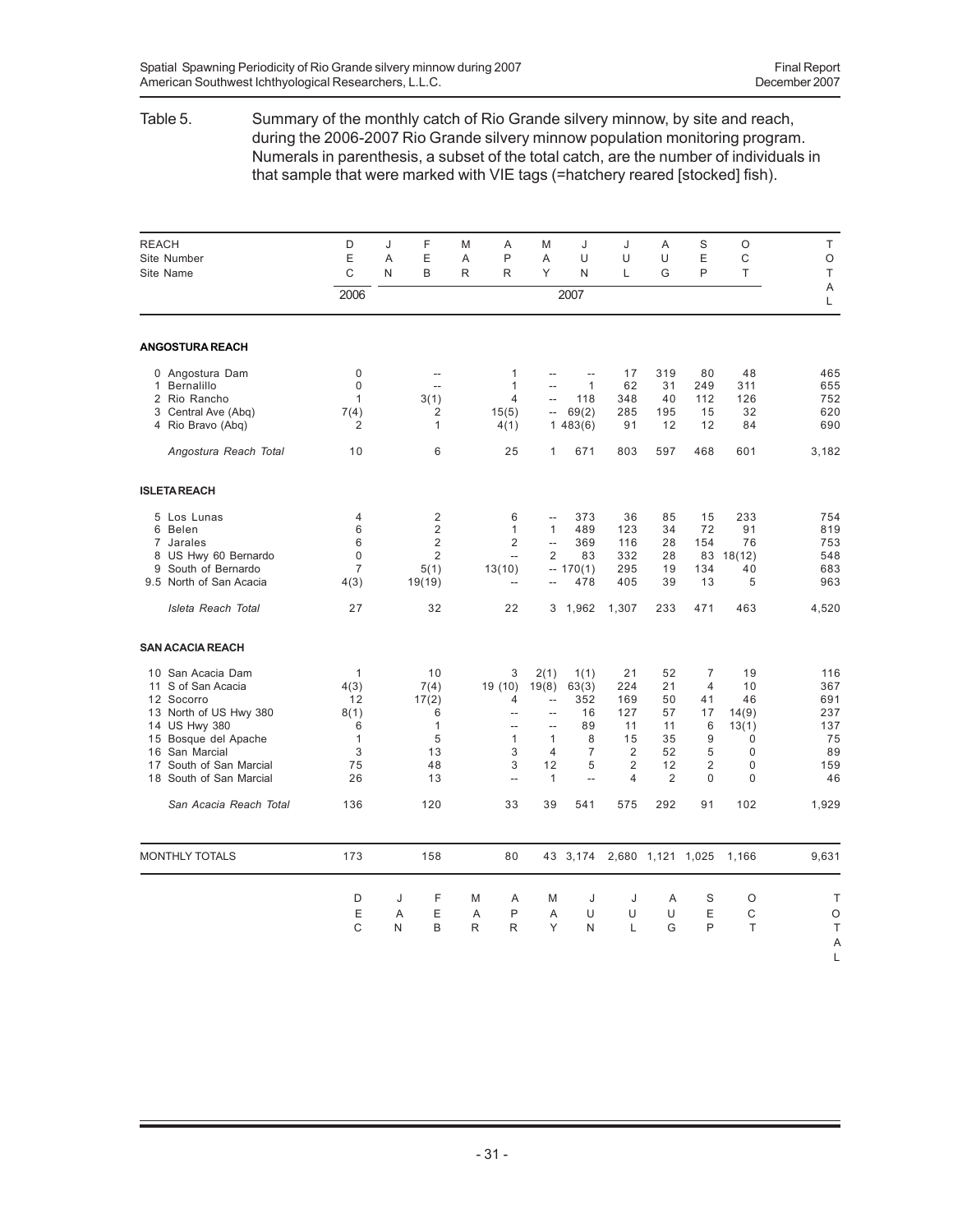Table 5. Summary of the monthly catch of Rio Grande silvery minnow, by site and reach, during the 2006-2007 Rio Grande silvery minnow population monitoring program. Numerals in parenthesis, a subset of the total catch, are the number of individuals in that sample that were marked with VIE tags (=hatchery reared [stocked] fish).

| REACH / Site Number / Site Name | DEC 2006 | JAN 2007 | FEB | MAR | APR | MAY | JUN | JUL | AUG | SEP | OCT | TOTAL |
|---|---|---|---|---|---|---|---|---|---|---|---|---|
| **ANGOSTURA REACH** | | | | | | | | | | | | |
| 0 Angostura Dam | 0 | | -- | | 1 | -- | -- | 17 | 319 | 80 | 48 | 465 |
| 1 Bernalillo | 0 | | -- | | 1 | -- | 1 | 62 | 31 | 249 | 311 | 655 |
| 2 Rio Rancho | 1 | | 3(1) | | 4 | -- | 118 | 348 | 40 | 112 | 126 | 752 |
| 3 Central Ave (Abq) | 7(4) | | 2 | | 15(5) | -- | 69(2) | 285 | 195 | 15 | 32 | 620 |
| 4 Rio Bravo (Abq) | 2 | | 1 | | 4(1) | 1 | 483(6) | 91 | 12 | 12 | 84 | 690 |
| *Angostura Reach Total* | 10 | | 6 | | 25 | 1 | 671 | 803 | 597 | 468 | 601 | 3,182 |
| **ISLETA REACH** | | | | | | | | | | | | |
| 5 Los Lunas | 4 | | 2 | | 6 | -- | 373 | 36 | 85 | 15 | 233 | 754 |
| 6 Belen | 6 | | 2 | | 1 | 1 | 489 | 123 | 34 | 72 | 91 | 819 |
| 7 Jarales | 6 | | 2 | | 2 | -- | 369 | 116 | 28 | 154 | 76 | 753 |
| 8 US Hwy 60 Bernardo | 0 | | 2 | | -- | 2 | 83 | 332 | 28 | 83 | 18(12) | 548 |
| 9 South of Bernardo | 7 | | 5(1) | | 13(10) | -- | 170(1) | 295 | 19 | 134 | 40 | 683 |
| 9.5 North of San Acacia | 4(3) | | 19(19) | | -- | -- | 478 | 405 | 39 | 13 | 5 | 963 |
| *Isleta Reach Total* | 27 | | 32 | | 22 | 3 | 1,962 | 1,307 | 233 | 471 | 463 | 4,520 |
| **SAN ACACIA REACH** | | | | | | | | | | | | |
| 10 San Acacia Dam | 1 | | 10 | | 3 | 2(1) | 1(1) | 21 | 52 | 7 | 19 | 116 |
| 11 S of San Acacia | 4(3) | | 7(4) | | 19 (10) | 19(8) | 63(3) | 224 | 21 | 4 | 10 | 367 |
| 12 Socorro | 12 | | 17(2) | | 4 | -- | 352 | 169 | 50 | 41 | 46 | 691 |
| 13 North of US Hwy 380 | 8(1) | | 6 | | -- | -- | 16 | 127 | 57 | 17 | 14(9) | 237 |
| 14 US Hwy 380 | 6 | | 1 | | -- | -- | 89 | 11 | 11 | 6 | 13(1) | 137 |
| 15 Bosque del Apache | 1 | | 5 | | 1 | 1 | 8 | 15 | 35 | 9 | 0 | 75 |
| 16 San Marcial | 3 | | 13 | | 3 | 4 | 7 | 2 | 52 | 5 | 0 | 89 |
| 17 South of San Marcial | 75 | | 48 | | 3 | 12 | 5 | 2 | 12 | 2 | 0 | 159 |
| 18 South of San Marcial | 26 | | 13 | | -- | 1 | -- | 4 | 2 | 0 | 0 | 46 |
| *San Acacia Reach Total* | 136 | | 120 | | 33 | 39 | 541 | 575 | 292 | 91 | 102 | 1,929 |
| MONTHLY TOTALS | 173 | | 158 | | 80 | 43 | 3,174 | 2,680 | 1,121 | 1,025 | 1,166 | 9,631 |
| | DEC | JAN | FEB | MAR | APR | MAY | JUN | JUL | AUG | SEP | OCT | TOTAL |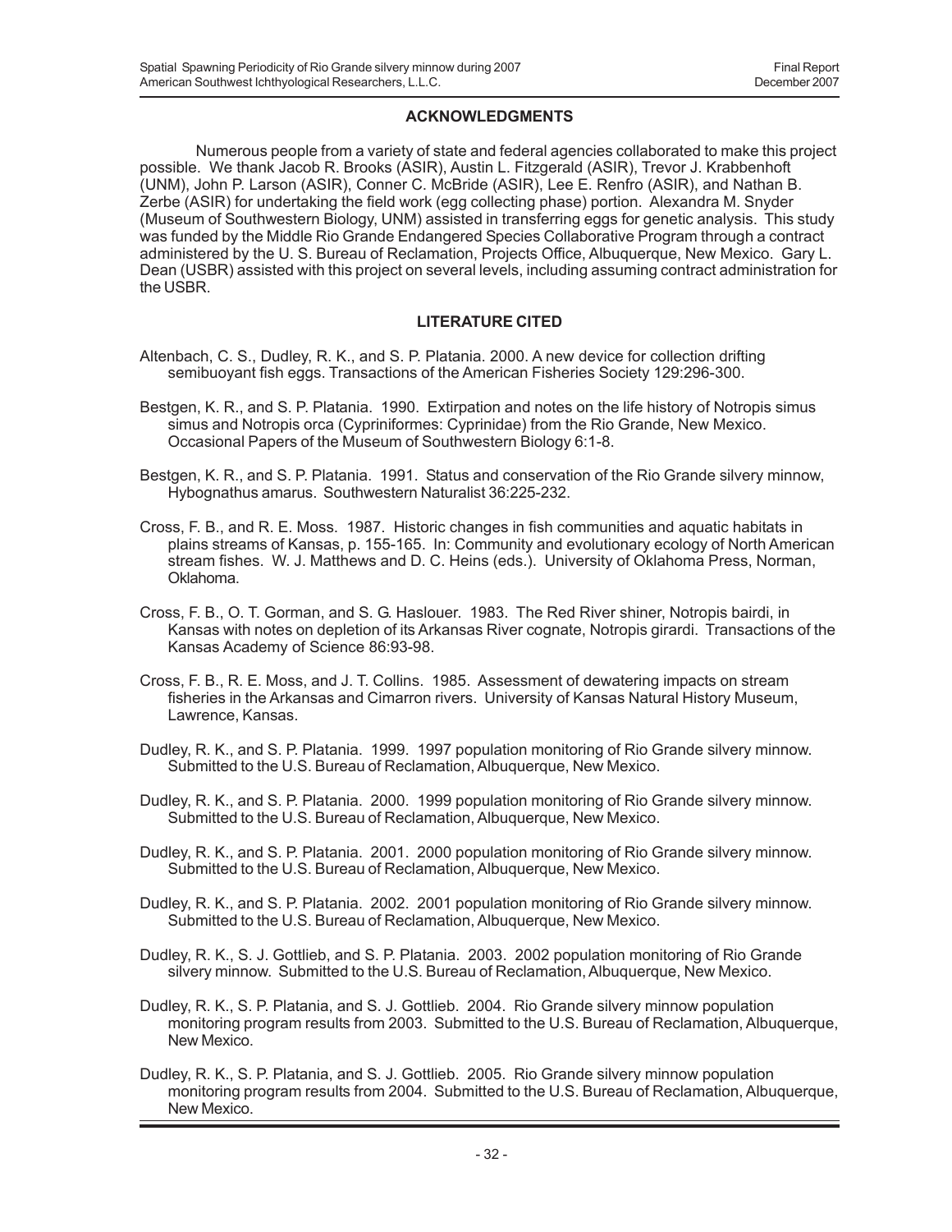## ACKNOWLEDGMENTS

Numerous people from a variety of state and federal agencies collaborated to make this project possible. We thank Jacob R. Brooks (ASIR), Austin L. Fitzgerald (ASIR), Trevor J. Krabbenhoft (UNM), John P. Larson (ASIR), Conner C. McBride (ASIR), Lee E. Renfro (ASIR), and Nathan B. Zerbe (ASIR) for undertaking the field work (egg collecting phase) portion. Alexandra M. Snyder (Museum of Southwestern Biology, UNM) assisted in transferring eggs for genetic analysis. This study was funded by the Middle Rio Grande Endangered Species Collaborative Program through a contract administered by the U. S. Bureau of Reclamation, Projects Office, Albuquerque, New Mexico. Gary L. Dean (USBR) assisted with this project on several levels, including assuming contract administration for the USBR.

## LITERATURE CITED

Altenbach, C. S., Dudley, R. K., and S. P. Platania. 2000. A new device for collection drifting semibuoyant fish eggs. Transactions of the American Fisheries Society 129:296-300.

Bestgen, K. R., and S. P. Platania. 1990. Extirpation and notes on the life history of Notropis simus simus and Notropis orca (Cypriniformes: Cyprinidae) from the Rio Grande, New Mexico. Occasional Papers of the Museum of Southwestern Biology 6:1-8.

Bestgen, K. R., and S. P. Platania. 1991. Status and conservation of the Rio Grande silvery minnow, Hybognathus amarus. Southwestern Naturalist 36:225-232.

Cross, F. B., and R. E. Moss. 1987. Historic changes in fish communities and aquatic habitats in plains streams of Kansas, p. 155-165. In: Community and evolutionary ecology of North American stream fishes. W. J. Matthews and D. C. Heins (eds.). University of Oklahoma Press, Norman, Oklahoma.

Cross, F. B., O. T. Gorman, and S. G. Haslouer. 1983. The Red River shiner, Notropis bairdi, in Kansas with notes on depletion of its Arkansas River cognate, Notropis girardi. Transactions of the Kansas Academy of Science 86:93-98.

Cross, F. B., R. E. Moss, and J. T. Collins. 1985. Assessment of dewatering impacts on stream fisheries in the Arkansas and Cimarron rivers. University of Kansas Natural History Museum, Lawrence, Kansas.

Dudley, R. K., and S. P. Platania. 1999. 1997 population monitoring of Rio Grande silvery minnow. Submitted to the U.S. Bureau of Reclamation, Albuquerque, New Mexico.

Dudley, R. K., and S. P. Platania. 2000. 1999 population monitoring of Rio Grande silvery minnow. Submitted to the U.S. Bureau of Reclamation, Albuquerque, New Mexico.

Dudley, R. K., and S. P. Platania. 2001. 2000 population monitoring of Rio Grande silvery minnow. Submitted to the U.S. Bureau of Reclamation, Albuquerque, New Mexico.

Dudley, R. K., and S. P. Platania. 2002. 2001 population monitoring of Rio Grande silvery minnow. Submitted to the U.S. Bureau of Reclamation, Albuquerque, New Mexico.

Dudley, R. K., S. J. Gottlieb, and S. P. Platania. 2003. 2002 population monitoring of Rio Grande silvery minnow. Submitted to the U.S. Bureau of Reclamation, Albuquerque, New Mexico.

Dudley, R. K., S. P. Platania, and S. J. Gottlieb. 2004. Rio Grande silvery minnow population monitoring program results from 2003. Submitted to the U.S. Bureau of Reclamation, Albuquerque, New Mexico.

Dudley, R. K., S. P. Platania, and S. J. Gottlieb. 2005. Rio Grande silvery minnow population monitoring program results from 2004. Submitted to the U.S. Bureau of Reclamation, Albuquerque, New Mexico.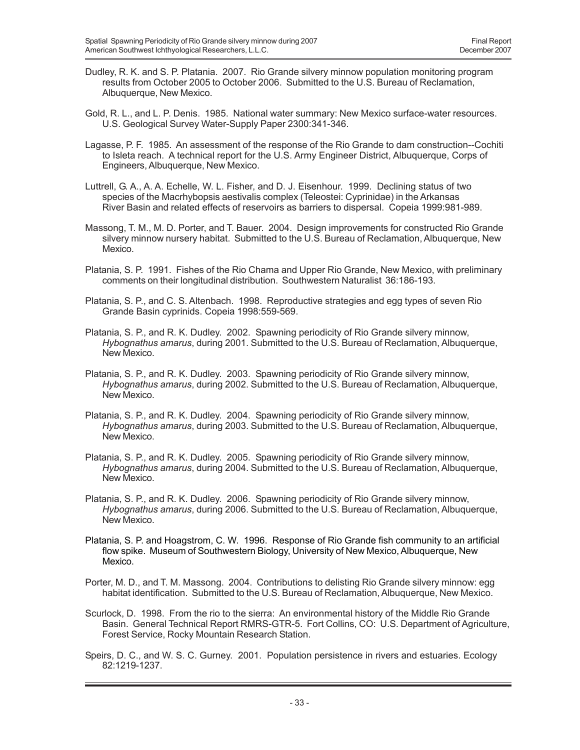Dudley, R. K. and S. P. Platania. 2007. Rio Grande silvery minnow population monitoring program results from October 2005 to October 2006. Submitted to the U.S. Bureau of Reclamation, Albuquerque, New Mexico.

Gold, R. L., and L. P. Denis. 1985. National water summary: New Mexico surface-water resources. U.S. Geological Survey Water-Supply Paper 2300:341-346.

Lagasse, P. F. 1985. An assessment of the response of the Rio Grande to dam construction--Cochiti to Isleta reach. A technical report for the U.S. Army Engineer District, Albuquerque, Corps of Engineers, Albuquerque, New Mexico.

Luttrell, G. A., A. A. Echelle, W. L. Fisher, and D. J. Eisenhour. 1999. Declining status of two species of the Macrhybopsis aestivalis complex (Teleostei: Cyprinidae) in the Arkansas River Basin and related effects of reservoirs as barriers to dispersal. Copeia 1999:981-989.

Massong, T. M., M. D. Porter, and T. Bauer. 2004. Design improvements for constructed Rio Grande silvery minnow nursery habitat. Submitted to the U.S. Bureau of Reclamation, Albuquerque, New Mexico.

Platania, S. P. 1991. Fishes of the Rio Chama and Upper Rio Grande, New Mexico, with preliminary comments on their longitudinal distribution. Southwestern Naturalist 36:186-193.

Platania, S. P., and C. S. Altenbach. 1998. Reproductive strategies and egg types of seven Rio Grande Basin cyprinids. Copeia 1998:559-569.

Platania, S. P., and R. K. Dudley. 2002. Spawning periodicity of Rio Grande silvery minnow, *Hybognathus amarus*, during 2001. Submitted to the U.S. Bureau of Reclamation, Albuquerque, New Mexico.

Platania, S. P., and R. K. Dudley. 2003. Spawning periodicity of Rio Grande silvery minnow, *Hybognathus amarus*, during 2002. Submitted to the U.S. Bureau of Reclamation, Albuquerque, New Mexico.

Platania, S. P., and R. K. Dudley. 2004. Spawning periodicity of Rio Grande silvery minnow, *Hybognathus amarus*, during 2003. Submitted to the U.S. Bureau of Reclamation, Albuquerque, New Mexico.

Platania, S. P., and R. K. Dudley. 2005. Spawning periodicity of Rio Grande silvery minnow, *Hybognathus amarus*, during 2004. Submitted to the U.S. Bureau of Reclamation, Albuquerque, New Mexico.

Platania, S. P., and R. K. Dudley. 2006. Spawning periodicity of Rio Grande silvery minnow, *Hybognathus amarus*, during 2006. Submitted to the U.S. Bureau of Reclamation, Albuquerque, New Mexico.

Platania, S. P. and Hoagstrom, C. W. 1996. Response of Rio Grande fish community to an artificial flow spike. Museum of Southwestern Biology, University of New Mexico, Albuquerque, New Mexico.

Porter, M. D., and T. M. Massong. 2004. Contributions to delisting Rio Grande silvery minnow: egg habitat identification. Submitted to the U.S. Bureau of Reclamation, Albuquerque, New Mexico.

Scurlock, D. 1998. From the rio to the sierra: An environmental history of the Middle Rio Grande Basin. General Technical Report RMRS-GTR-5. Fort Collins, CO: U.S. Department of Agriculture, Forest Service, Rocky Mountain Research Station.

Speirs, D. C., and W. S. C. Gurney. 2001. Population persistence in rivers and estuaries. Ecology 82:1219-1237.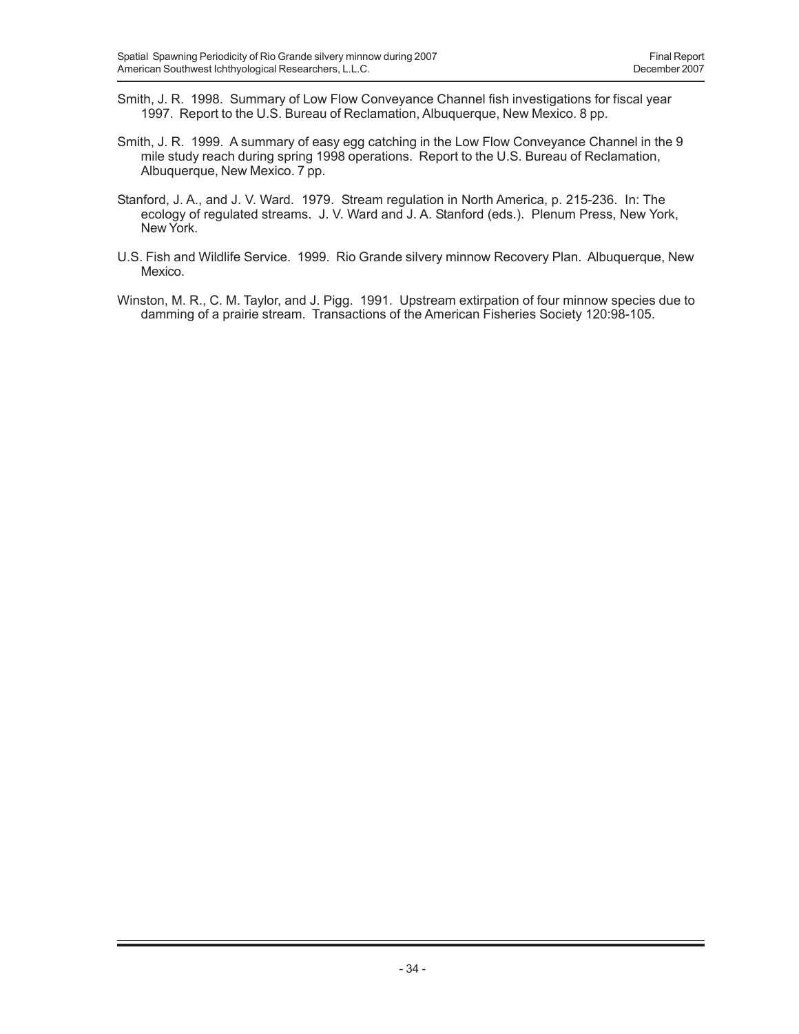Smith, J. R. 1998. Summary of Low Flow Conveyance Channel fish investigations for fiscal year 1997. Report to the U.S. Bureau of Reclamation, Albuquerque, New Mexico. 8 pp.

Smith, J. R. 1999. A summary of easy egg catching in the Low Flow Conveyance Channel in the 9 mile study reach during spring 1998 operations. Report to the U.S. Bureau of Reclamation, Albuquerque, New Mexico. 7 pp.

Stanford, J. A., and J. V. Ward. 1979. Stream regulation in North America, p. 215-236. In: The ecology of regulated streams. J. V. Ward and J. A. Stanford (eds.). Plenum Press, New York, New York.

U.S. Fish and Wildlife Service. 1999. Rio Grande silvery minnow Recovery Plan. Albuquerque, New Mexico.

Winston, M. R., C. M. Taylor, and J. Pigg. 1991. Upstream extirpation of four minnow species due to damming of a prairie stream. Transactions of the American Fisheries Society 120:98-105.